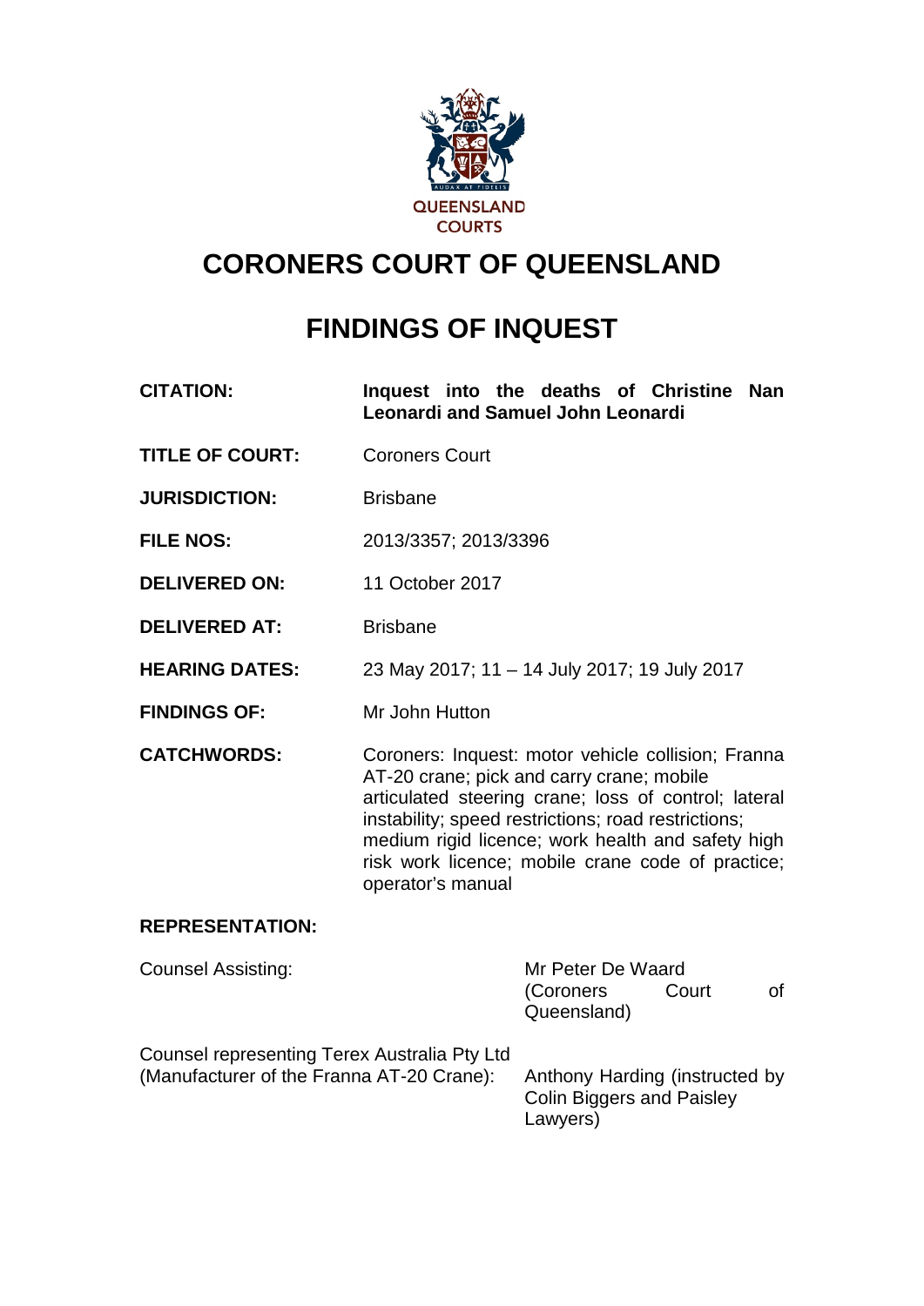QUEENSLAND COURTS

# CORONERS COURT OF QUEENSLAND

# FINDINGS OF INQUEST

| | |
|---|---|
| **CITATION:** | **Inquest into the deaths of Christine Nan Leonardi and Samuel John Leonardi** |
| **TITLE OF COURT:** | Coroners Court |
| **JURISDICTION:** | Brisbane |
| **FILE NOS:** | 2013/3357; 2013/3396 |
| **DELIVERED ON:** | 11 October 2017 |
| **DELIVERED AT:** | Brisbane |
| **HEARING DATES:** | 23 May 2017; 11 – 14 July 2017; 19 July 2017 |
| **FINDINGS OF:** | Mr John Hutton |
| **CATCHWORDS:** | Coroners: Inquest: motor vehicle collision; Franna AT-20 crane; pick and carry crane; mobile articulated steering crane; loss of control; lateral instability; speed restrictions; road restrictions; medium rigid licence; work health and safety high risk work licence; mobile crane code of practice; operator's manual |

**REPRESENTATION:**

| | |
|---|---|
| Counsel Assisting: | Mr Peter De Waard (Coroners Court of Queensland) |
| Counsel representing Terex Australia Pty Ltd (Manufacturer of the Franna AT-20 Crane): | Anthony Harding (instructed by Colin Biggers and Paisley Lawyers) |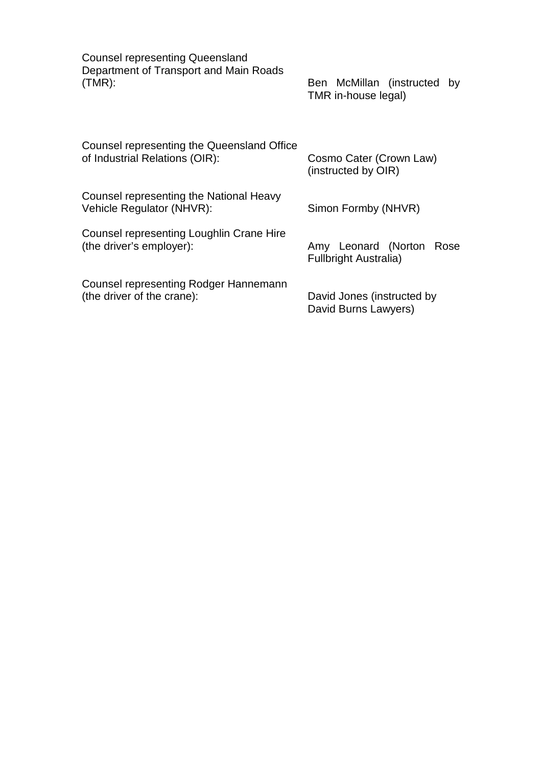| | |
|---|---|
| Counsel representing Queensland Department of Transport and Main Roads (TMR): | Ben McMillan (instructed by TMR in-house legal) |
| Counsel representing the Queensland Office of Industrial Relations (OIR): | Cosmo Cater (Crown Law) (instructed by OIR) |
| Counsel representing the National Heavy Vehicle Regulator (NHVR): | Simon Formby (NHVR) |
| Counsel representing Loughlin Crane Hire (the driver's employer): | Amy Leonard (Norton Rose Fullbright Australia) |
| Counsel representing Rodger Hannemann (the driver of the crane): | David Jones (instructed by David Burns Lawyers) |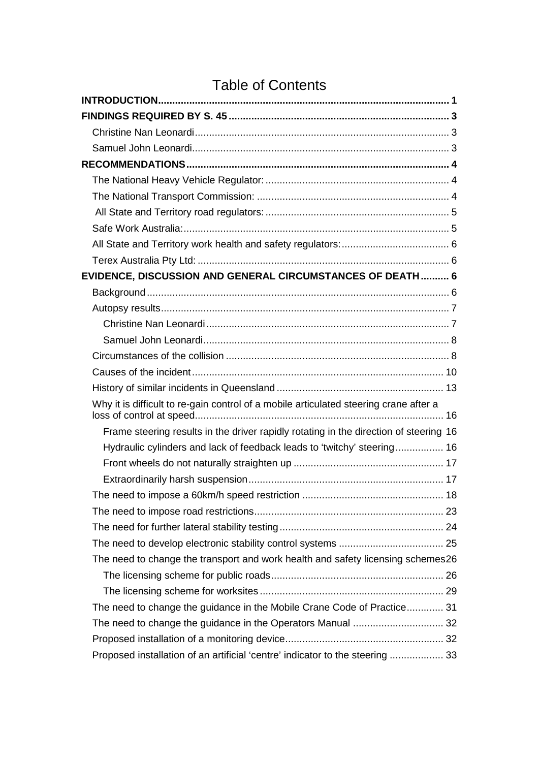# Table of Contents

**INTRODUCTION** ..... 1

**FINDINGS REQUIRED BY S. 45** ..... 3

- Christine Nan Leonardi ..... 3
- Samuel John Leonardi ..... 3

**RECOMMENDATIONS** ..... 4

- The National Heavy Vehicle Regulator: ..... 4
- The National Transport Commission: ..... 4
- All State and Territory road regulators: ..... 5
- Safe Work Australia: ..... 5
- All State and Territory work health and safety regulators: ..... 6
- Terex Australia Pty Ltd: ..... 6

**EVIDENCE, DISCUSSION AND GENERAL CIRCUMSTANCES OF DEATH** ..... 6

- Background ..... 6
- Autopsy results ..... 7
  - Christine Nan Leonardi ..... 7
  - Samuel John Leonardi ..... 8
- Circumstances of the collision ..... 8
- Causes of the incident ..... 10
- History of similar incidents in Queensland ..... 13
- Why it is difficult to re-gain control of a mobile articulated steering crane after a loss of control at speed ..... 16
  - Frame steering results in the driver rapidly rotating in the direction of steering ..... 16
  - Hydraulic cylinders and lack of feedback leads to 'twitchy' steering ..... 16
  - Front wheels do not naturally straighten up ..... 17
  - Extraordinarily harsh suspension ..... 17
- The need to impose a 60km/h speed restriction ..... 18
- The need to impose road restrictions ..... 23
- The need for further lateral stability testing ..... 24
- The need to develop electronic stability control systems ..... 25
- The need to change the transport and work health and safety licensing schemes ..... 26
  - The licensing scheme for public roads ..... 26
  - The licensing scheme for worksites ..... 29
- The need to change the guidance in the Mobile Crane Code of Practice ..... 31
- The need to change the guidance in the Operators Manual ..... 32
- Proposed installation of a monitoring device ..... 32
- Proposed installation of an artificial 'centre' indicator to the steering ..... 33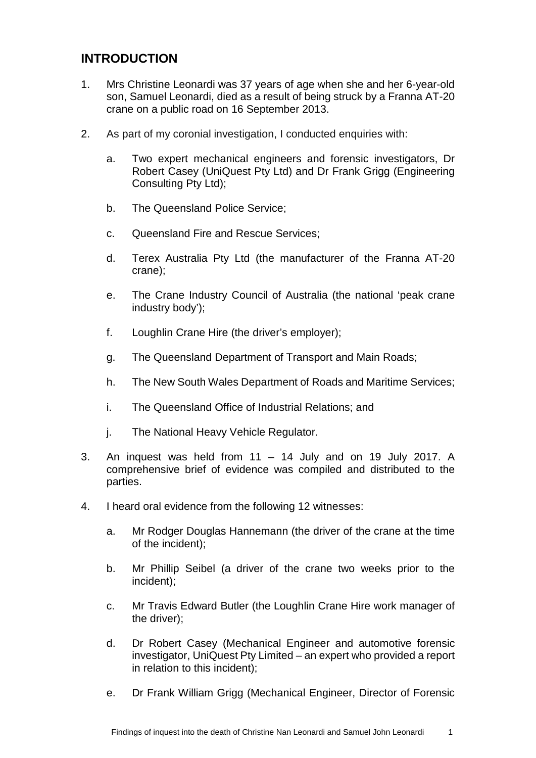## INTRODUCTION

1. Mrs Christine Leonardi was 37 years of age when she and her 6-year-old son, Samuel Leonardi, died as a result of being struck by a Franna AT-20 crane on a public road on 16 September 2013.

2. As part of my coronial investigation, I conducted enquiries with:

    a. Two expert mechanical engineers and forensic investigators, Dr Robert Casey (UniQuest Pty Ltd) and Dr Frank Grigg (Engineering Consulting Pty Ltd);

    b. The Queensland Police Service;

    c. Queensland Fire and Rescue Services;

    d. Terex Australia Pty Ltd (the manufacturer of the Franna AT-20 crane);

    e. The Crane Industry Council of Australia (the national 'peak crane industry body');

    f. Loughlin Crane Hire (the driver's employer);

    g. The Queensland Department of Transport and Main Roads;

    h. The New South Wales Department of Roads and Maritime Services;

    i. The Queensland Office of Industrial Relations; and

    j. The National Heavy Vehicle Regulator.

3. An inquest was held from 11 – 14 July and on 19 July 2017. A comprehensive brief of evidence was compiled and distributed to the parties.

4. I heard oral evidence from the following 12 witnesses:

    a. Mr Rodger Douglas Hannemann (the driver of the crane at the time of the incident);

    b. Mr Phillip Seibel (a driver of the crane two weeks prior to the incident);

    c. Mr Travis Edward Butler (the Loughlin Crane Hire work manager of the driver);

    d. Dr Robert Casey (Mechanical Engineer and automotive forensic investigator, UniQuest Pty Limited – an expert who provided a report in relation to this incident);

    e. Dr Frank William Grigg (Mechanical Engineer, Director of Forensic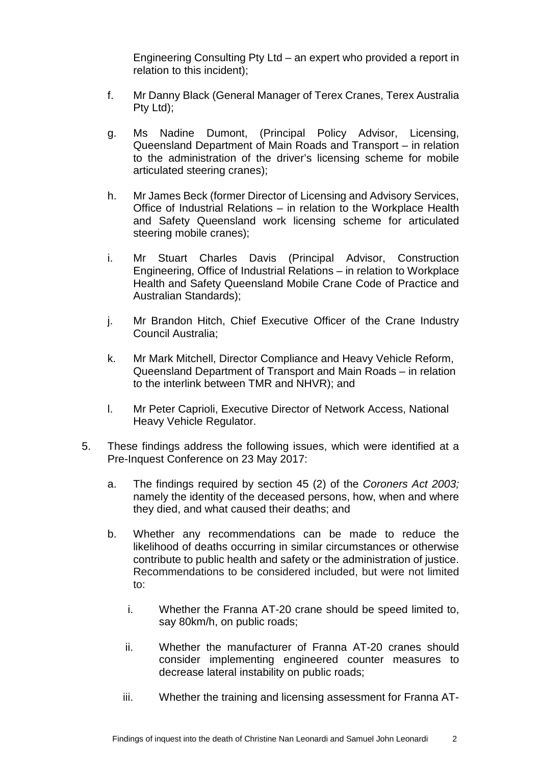Engineering Consulting Pty Ltd – an expert who provided a report in relation to this incident);

f. Mr Danny Black (General Manager of Terex Cranes, Terex Australia Pty Ltd);

g. Ms Nadine Dumont, (Principal Policy Advisor, Licensing, Queensland Department of Main Roads and Transport – in relation to the administration of the driver's licensing scheme for mobile articulated steering cranes);

h. Mr James Beck (former Director of Licensing and Advisory Services, Office of Industrial Relations – in relation to the Workplace Health and Safety Queensland work licensing scheme for articulated steering mobile cranes);

i. Mr Stuart Charles Davis (Principal Advisor, Construction Engineering, Office of Industrial Relations – in relation to Workplace Health and Safety Queensland Mobile Crane Code of Practice and Australian Standards);

j. Mr Brandon Hitch, Chief Executive Officer of the Crane Industry Council Australia;

k. Mr Mark Mitchell, Director Compliance and Heavy Vehicle Reform, Queensland Department of Transport and Main Roads – in relation to the interlink between TMR and NHVR); and

l. Mr Peter Caprioli, Executive Director of Network Access, National Heavy Vehicle Regulator.

5. These findings address the following issues, which were identified at a Pre-Inquest Conference on 23 May 2017:

   a. The findings required by section 45 (2) of the *Coroners Act 2003;* namely the identity of the deceased persons, how, when and where they died, and what caused their deaths; and

   b. Whether any recommendations can be made to reduce the likelihood of deaths occurring in similar circumstances or otherwise contribute to public health and safety or the administration of justice. Recommendations to be considered included, but were not limited to:

      i. Whether the Franna AT-20 crane should be speed limited to, say 80km/h, on public roads;

      ii. Whether the manufacturer of Franna AT-20 cranes should consider implementing engineered counter measures to decrease lateral instability on public roads;

      iii. Whether the training and licensing assessment for Franna AT-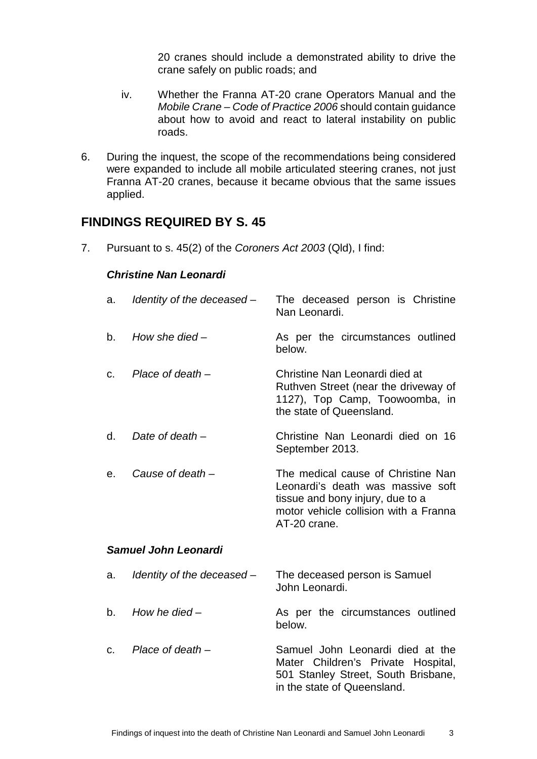20 cranes should include a demonstrated ability to drive the crane safely on public roads; and

iv. Whether the Franna AT-20 crane Operators Manual and the *Mobile Crane – Code of Practice 2006* should contain guidance about how to avoid and react to lateral instability on public roads.

6. During the inquest, the scope of the recommendations being considered were expanded to include all mobile articulated steering cranes, not just Franna AT-20 cranes, because it became obvious that the same issues applied.

## FINDINGS REQUIRED BY S. 45

7. Pursuant to s. 45(2) of the *Coroners Act 2003* (Qld), I find:

***Christine Nan Leonardi***

a. *Identity of the deceased –* The deceased person is Christine Nan Leonardi.

b. *How she died –* As per the circumstances outlined below.

c. *Place of death –* Christine Nan Leonardi died at Ruthven Street (near the driveway of 1127), Top Camp, Toowoomba, in the state of Queensland.

d. *Date of death –* Christine Nan Leonardi died on 16 September 2013.

e. *Cause of death –* The medical cause of Christine Nan Leonardi's death was massive soft tissue and bony injury, due to a motor vehicle collision with a Franna AT-20 crane.

***Samuel John Leonardi***

a. *Identity of the deceased –* The deceased person is Samuel John Leonardi.

b. *How he died –* As per the circumstances outlined below.

c. *Place of death –* Samuel John Leonardi died at the Mater Children's Private Hospital, 501 Stanley Street, South Brisbane, in the state of Queensland.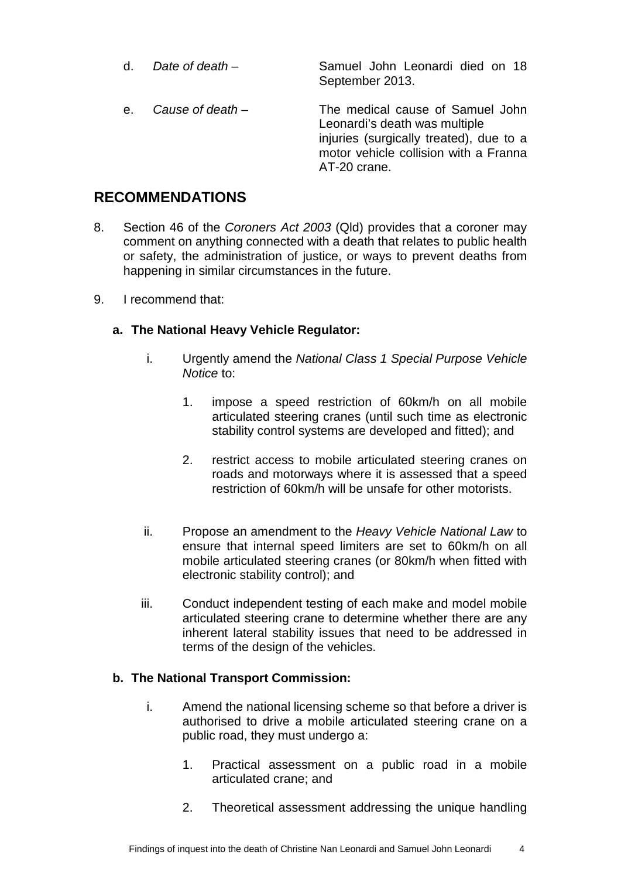d. *Date of death* – Samuel John Leonardi died on 18 September 2013.

e. *Cause of death* – The medical cause of Samuel John Leonardi's death was multiple injuries (surgically treated), due to a motor vehicle collision with a Franna AT-20 crane.

## RECOMMENDATIONS

8. Section 46 of the *Coroners Act 2003* (Qld) provides that a coroner may comment on anything connected with a death that relates to public health or safety, the administration of justice, or ways to prevent deaths from happening in similar circumstances in the future.

9. I recommend that:

   **a. The National Heavy Vehicle Regulator:**

   i. Urgently amend the *National Class 1 Special Purpose Vehicle Notice* to:

      1. impose a speed restriction of 60km/h on all mobile articulated steering cranes (until such time as electronic stability control systems are developed and fitted); and

      2. restrict access to mobile articulated steering cranes on roads and motorways where it is assessed that a speed restriction of 60km/h will be unsafe for other motorists.

   ii. Propose an amendment to the *Heavy Vehicle National Law* to ensure that internal speed limiters are set to 60km/h on all mobile articulated steering cranes (or 80km/h when fitted with electronic stability control); and

   iii. Conduct independent testing of each make and model mobile articulated steering crane to determine whether there are any inherent lateral stability issues that need to be addressed in terms of the design of the vehicles.

   **b. The National Transport Commission:**

   i. Amend the national licensing scheme so that before a driver is authorised to drive a mobile articulated steering crane on a public road, they must undergo a:

      1. Practical assessment on a public road in a mobile articulated crane; and

      2. Theoretical assessment addressing the unique handling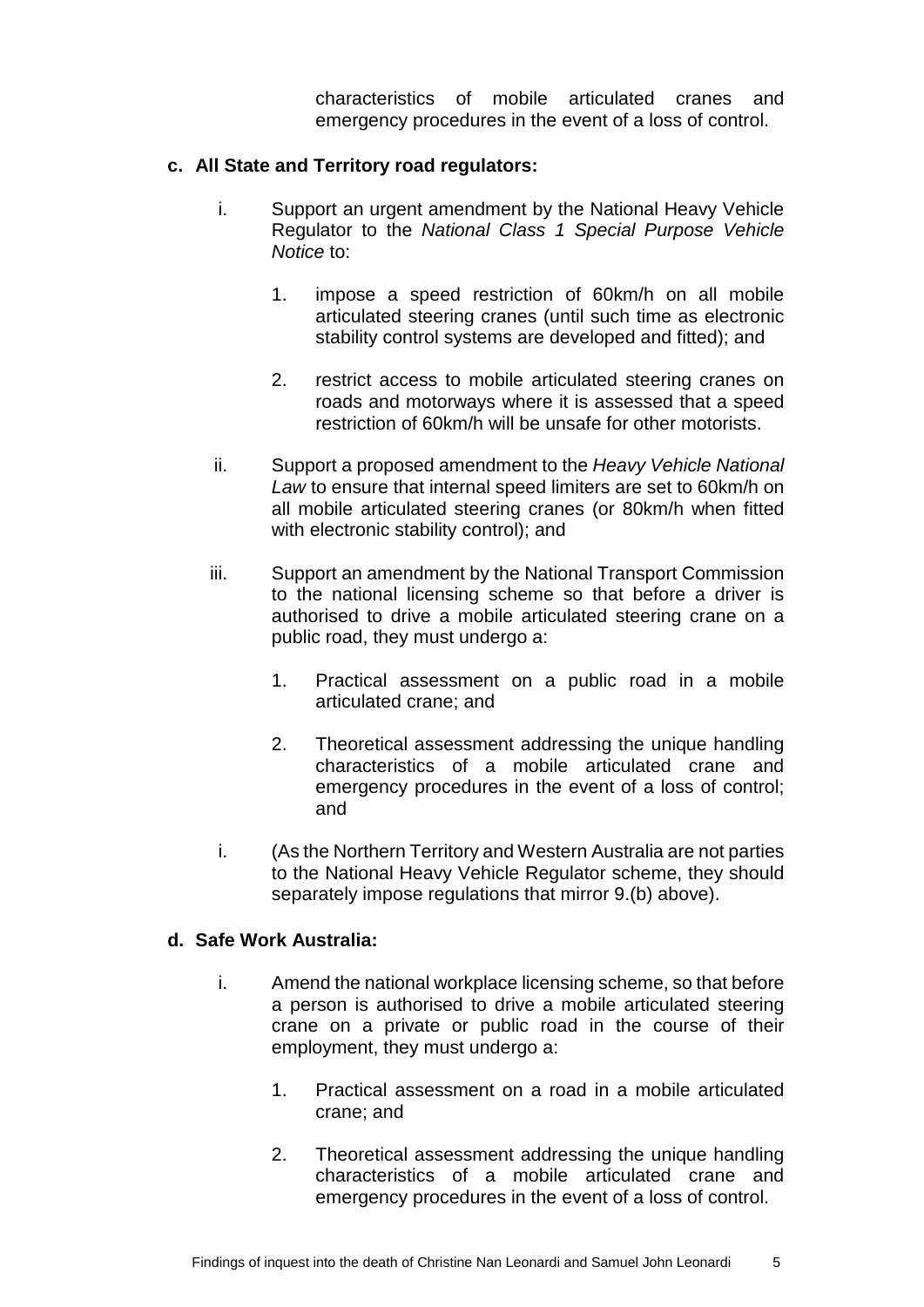characteristics of mobile articulated cranes and emergency procedures in the event of a loss of control.

**c. All State and Territory road regulators:**

i. Support an urgent amendment by the National Heavy Vehicle Regulator to the *National Class 1 Special Purpose Vehicle Notice* to:

   1. impose a speed restriction of 60km/h on all mobile articulated steering cranes (until such time as electronic stability control systems are developed and fitted); and

   2. restrict access to mobile articulated steering cranes on roads and motorways where it is assessed that a speed restriction of 60km/h will be unsafe for other motorists.

ii. Support a proposed amendment to the *Heavy Vehicle National Law* to ensure that internal speed limiters are set to 60km/h on all mobile articulated steering cranes (or 80km/h when fitted with electronic stability control); and

iii. Support an amendment by the National Transport Commission to the national licensing scheme so that before a driver is authorised to drive a mobile articulated steering crane on a public road, they must undergo a:

   1. Practical assessment on a public road in a mobile articulated crane; and

   2. Theoretical assessment addressing the unique handling characteristics of a mobile articulated crane and emergency procedures in the event of a loss of control; and

i. (As the Northern Territory and Western Australia are not parties to the National Heavy Vehicle Regulator scheme, they should separately impose regulations that mirror 9.(b) above).

**d. Safe Work Australia:**

i. Amend the national workplace licensing scheme, so that before a person is authorised to drive a mobile articulated steering crane on a private or public road in the course of their employment, they must undergo a:

   1. Practical assessment on a road in a mobile articulated crane; and

   2. Theoretical assessment addressing the unique handling characteristics of a mobile articulated crane and emergency procedures in the event of a loss of control.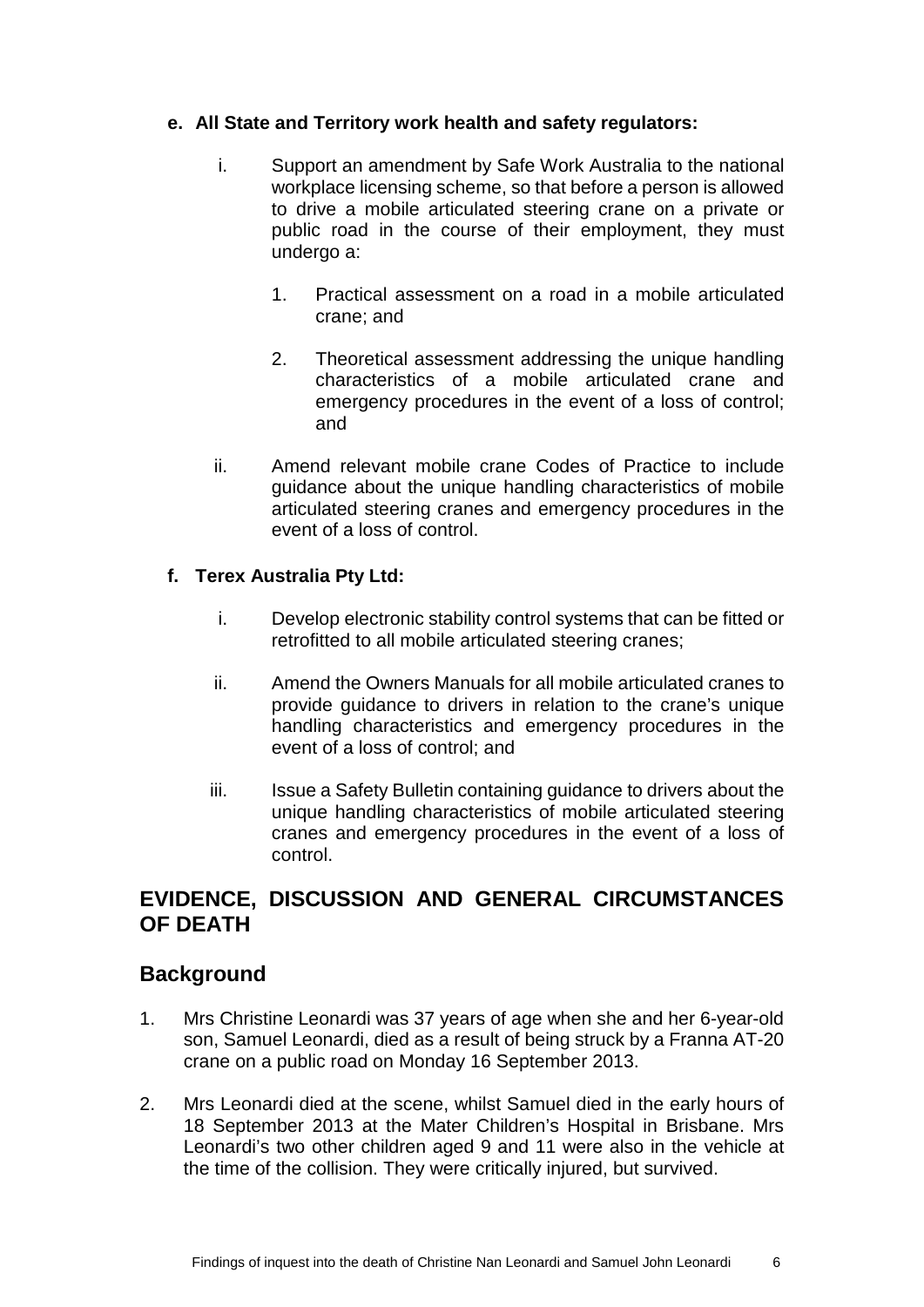**e. All State and Territory work health and safety regulators:**

i. Support an amendment by Safe Work Australia to the national workplace licensing scheme, so that before a person is allowed to drive a mobile articulated steering crane on a private or public road in the course of their employment, they must undergo a:

1. Practical assessment on a road in a mobile articulated crane; and

2. Theoretical assessment addressing the unique handling characteristics of a mobile articulated crane and emergency procedures in the event of a loss of control; and

ii. Amend relevant mobile crane Codes of Practice to include guidance about the unique handling characteristics of mobile articulated steering cranes and emergency procedures in the event of a loss of control.

**f. Terex Australia Pty Ltd:**

i. Develop electronic stability control systems that can be fitted or retrofitted to all mobile articulated steering cranes;

ii. Amend the Owners Manuals for all mobile articulated cranes to provide guidance to drivers in relation to the crane's unique handling characteristics and emergency procedures in the event of a loss of control; and

iii. Issue a Safety Bulletin containing guidance to drivers about the unique handling characteristics of mobile articulated steering cranes and emergency procedures in the event of a loss of control.

## EVIDENCE, DISCUSSION AND GENERAL CIRCUMSTANCES OF DEATH

## Background

1. Mrs Christine Leonardi was 37 years of age when she and her 6-year-old son, Samuel Leonardi, died as a result of being struck by a Franna AT-20 crane on a public road on Monday 16 September 2013.

2. Mrs Leonardi died at the scene, whilst Samuel died in the early hours of 18 September 2013 at the Mater Children's Hospital in Brisbane. Mrs Leonardi's two other children aged 9 and 11 were also in the vehicle at the time of the collision. They were critically injured, but survived.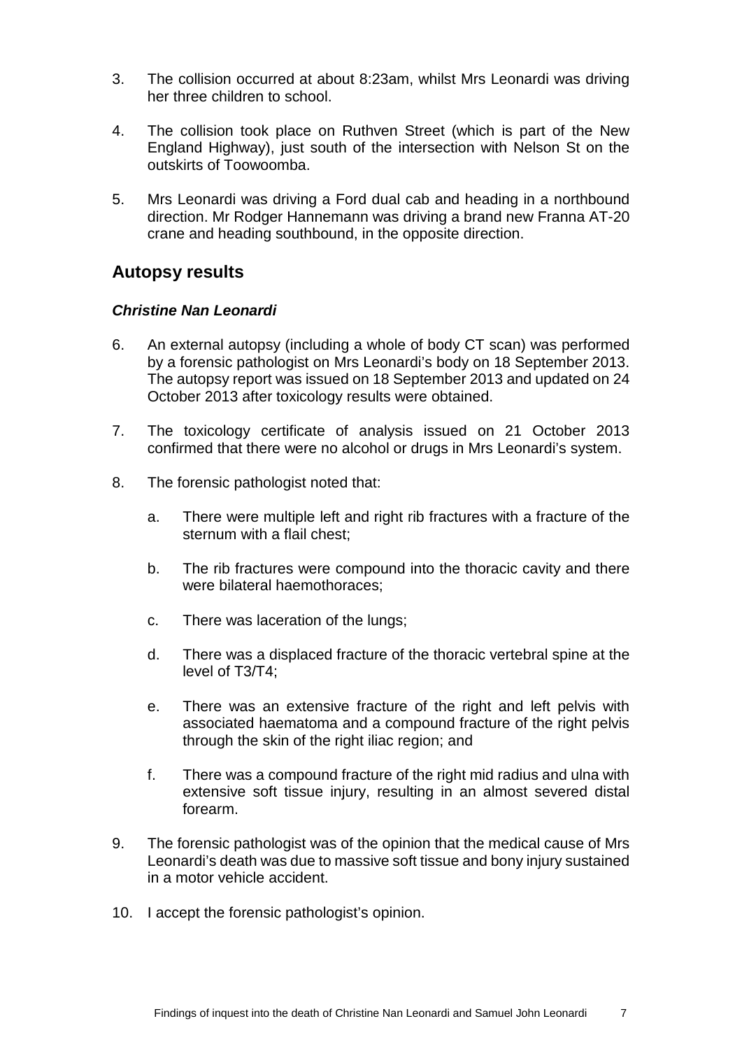3. The collision occurred at about 8:23am, whilst Mrs Leonardi was driving her three children to school.

4. The collision took place on Ruthven Street (which is part of the New England Highway), just south of the intersection with Nelson St on the outskirts of Toowoomba.

5. Mrs Leonardi was driving a Ford dual cab and heading in a northbound direction. Mr Rodger Hannemann was driving a brand new Franna AT-20 crane and heading southbound, in the opposite direction.

## Autopsy results

### *Christine Nan Leonardi*

6. An external autopsy (including a whole of body CT scan) was performed by a forensic pathologist on Mrs Leonardi's body on 18 September 2013. The autopsy report was issued on 18 September 2013 and updated on 24 October 2013 after toxicology results were obtained.

7. The toxicology certificate of analysis issued on 21 October 2013 confirmed that there were no alcohol or drugs in Mrs Leonardi's system.

8. The forensic pathologist noted that:

    a. There were multiple left and right rib fractures with a fracture of the sternum with a flail chest;

    b. The rib fractures were compound into the thoracic cavity and there were bilateral haemothoraces;

    c. There was laceration of the lungs;

    d. There was a displaced fracture of the thoracic vertebral spine at the level of T3/T4;

    e. There was an extensive fracture of the right and left pelvis with associated haematoma and a compound fracture of the right pelvis through the skin of the right iliac region; and

    f. There was a compound fracture of the right mid radius and ulna with extensive soft tissue injury, resulting in an almost severed distal forearm.

9. The forensic pathologist was of the opinion that the medical cause of Mrs Leonardi's death was due to massive soft tissue and bony injury sustained in a motor vehicle accident.

10. I accept the forensic pathologist's opinion.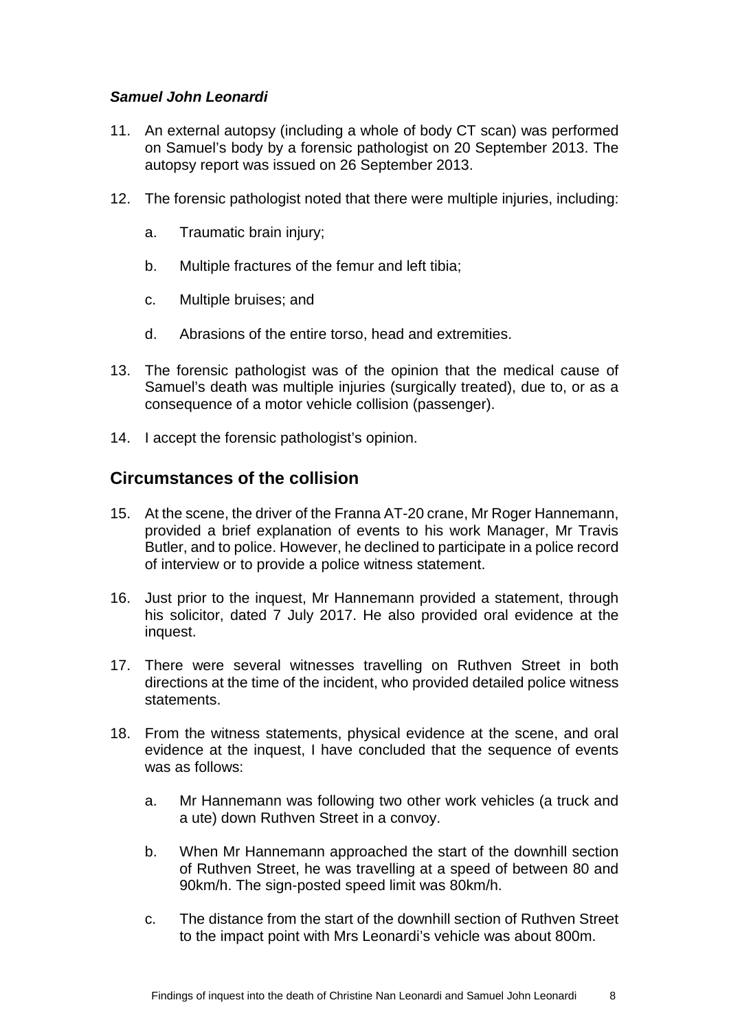***Samuel John Leonardi***

11. An external autopsy (including a whole of body CT scan) was performed on Samuel's body by a forensic pathologist on 20 September 2013. The autopsy report was issued on 26 September 2013.

12. The forensic pathologist noted that there were multiple injuries, including:

    a. Traumatic brain injury;

    b. Multiple fractures of the femur and left tibia;

    c. Multiple bruises; and

    d. Abrasions of the entire torso, head and extremities.

13. The forensic pathologist was of the opinion that the medical cause of Samuel's death was multiple injuries (surgically treated), due to, or as a consequence of a motor vehicle collision (passenger).

14. I accept the forensic pathologist's opinion.

## Circumstances of the collision

15. At the scene, the driver of the Franna AT-20 crane, Mr Roger Hannemann, provided a brief explanation of events to his work Manager, Mr Travis Butler, and to police. However, he declined to participate in a police record of interview or to provide a police witness statement.

16. Just prior to the inquest, Mr Hannemann provided a statement, through his solicitor, dated 7 July 2017. He also provided oral evidence at the inquest.

17. There were several witnesses travelling on Ruthven Street in both directions at the time of the incident, who provided detailed police witness statements.

18. From the witness statements, physical evidence at the scene, and oral evidence at the inquest, I have concluded that the sequence of events was as follows:

    a. Mr Hannemann was following two other work vehicles (a truck and a ute) down Ruthven Street in a convoy.

    b. When Mr Hannemann approached the start of the downhill section of Ruthven Street, he was travelling at a speed of between 80 and 90km/h. The sign-posted speed limit was 80km/h.

    c. The distance from the start of the downhill section of Ruthven Street to the impact point with Mrs Leonardi's vehicle was about 800m.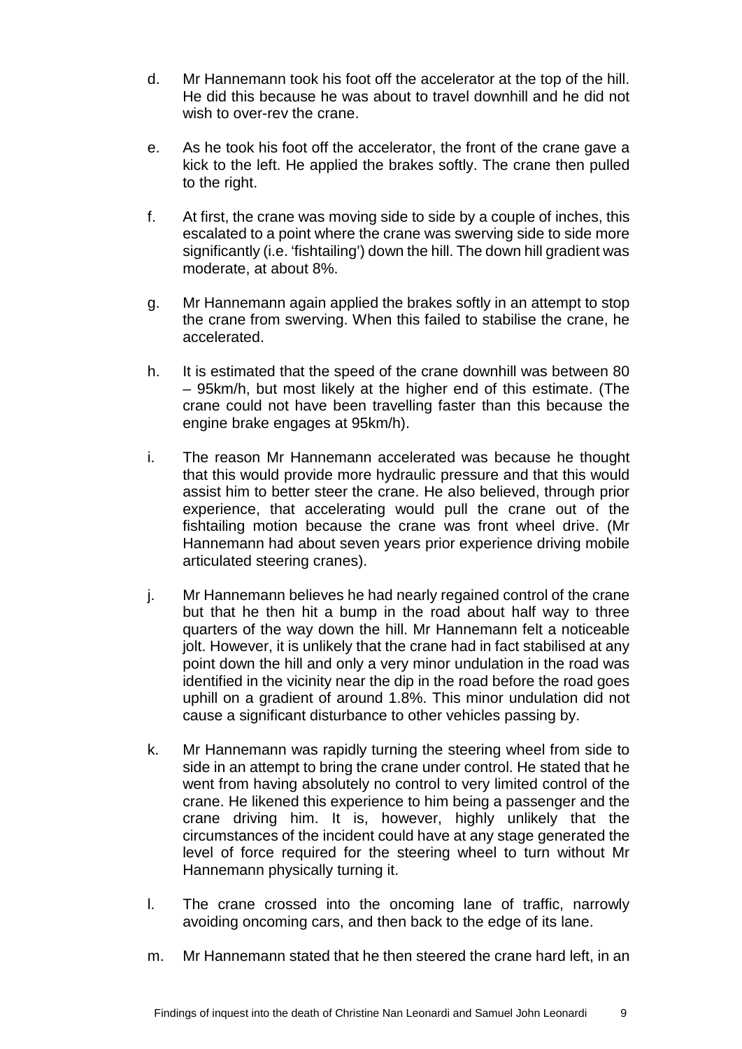d. Mr Hannemann took his foot off the accelerator at the top of the hill. He did this because he was about to travel downhill and he did not wish to over-rev the crane.

e. As he took his foot off the accelerator, the front of the crane gave a kick to the left. He applied the brakes softly. The crane then pulled to the right.

f. At first, the crane was moving side to side by a couple of inches, this escalated to a point where the crane was swerving side to side more significantly (i.e. 'fishtailing') down the hill. The down hill gradient was moderate, at about 8%.

g. Mr Hannemann again applied the brakes softly in an attempt to stop the crane from swerving. When this failed to stabilise the crane, he accelerated.

h. It is estimated that the speed of the crane downhill was between 80 – 95km/h, but most likely at the higher end of this estimate. (The crane could not have been travelling faster than this because the engine brake engages at 95km/h).

i. The reason Mr Hannemann accelerated was because he thought that this would provide more hydraulic pressure and that this would assist him to better steer the crane. He also believed, through prior experience, that accelerating would pull the crane out of the fishtailing motion because the crane was front wheel drive. (Mr Hannemann had about seven years prior experience driving mobile articulated steering cranes).

j. Mr Hannemann believes he had nearly regained control of the crane but that he then hit a bump in the road about half way to three quarters of the way down the hill. Mr Hannemann felt a noticeable jolt. However, it is unlikely that the crane had in fact stabilised at any point down the hill and only a very minor undulation in the road was identified in the vicinity near the dip in the road before the road goes uphill on a gradient of around 1.8%. This minor undulation did not cause a significant disturbance to other vehicles passing by.

k. Mr Hannemann was rapidly turning the steering wheel from side to side in an attempt to bring the crane under control. He stated that he went from having absolutely no control to very limited control of the crane. He likened this experience to him being a passenger and the crane driving him. It is, however, highly unlikely that the circumstances of the incident could have at any stage generated the level of force required for the steering wheel to turn without Mr Hannemann physically turning it.

l. The crane crossed into the oncoming lane of traffic, narrowly avoiding oncoming cars, and then back to the edge of its lane.

m. Mr Hannemann stated that he then steered the crane hard left, in an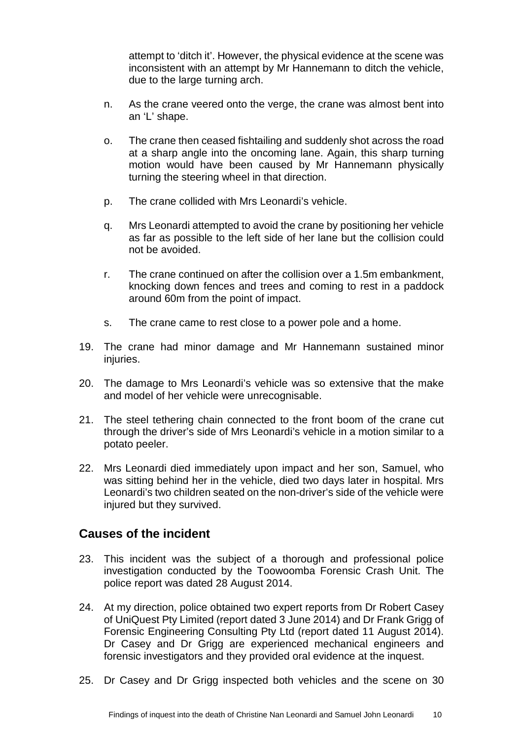attempt to 'ditch it'. However, the physical evidence at the scene was inconsistent with an attempt by Mr Hannemann to ditch the vehicle, due to the large turning arch.

n. As the crane veered onto the verge, the crane was almost bent into an 'L' shape.

o. The crane then ceased fishtailing and suddenly shot across the road at a sharp angle into the oncoming lane. Again, this sharp turning motion would have been caused by Mr Hannemann physically turning the steering wheel in that direction.

p. The crane collided with Mrs Leonardi's vehicle.

q. Mrs Leonardi attempted to avoid the crane by positioning her vehicle as far as possible to the left side of her lane but the collision could not be avoided.

r. The crane continued on after the collision over a 1.5m embankment, knocking down fences and trees and coming to rest in a paddock around 60m from the point of impact.

s. The crane came to rest close to a power pole and a home.

19. The crane had minor damage and Mr Hannemann sustained minor injuries.

20. The damage to Mrs Leonardi's vehicle was so extensive that the make and model of her vehicle were unrecognisable.

21. The steel tethering chain connected to the front boom of the crane cut through the driver's side of Mrs Leonardi's vehicle in a motion similar to a potato peeler.

22. Mrs Leonardi died immediately upon impact and her son, Samuel, who was sitting behind her in the vehicle, died two days later in hospital. Mrs Leonardi's two children seated on the non-driver's side of the vehicle were injured but they survived.

## Causes of the incident

23. This incident was the subject of a thorough and professional police investigation conducted by the Toowoomba Forensic Crash Unit. The police report was dated 28 August 2014.

24. At my direction, police obtained two expert reports from Dr Robert Casey of UniQuest Pty Limited (report dated 3 June 2014) and Dr Frank Grigg of Forensic Engineering Consulting Pty Ltd (report dated 11 August 2014). Dr Casey and Dr Grigg are experienced mechanical engineers and forensic investigators and they provided oral evidence at the inquest.

25. Dr Casey and Dr Grigg inspected both vehicles and the scene on 30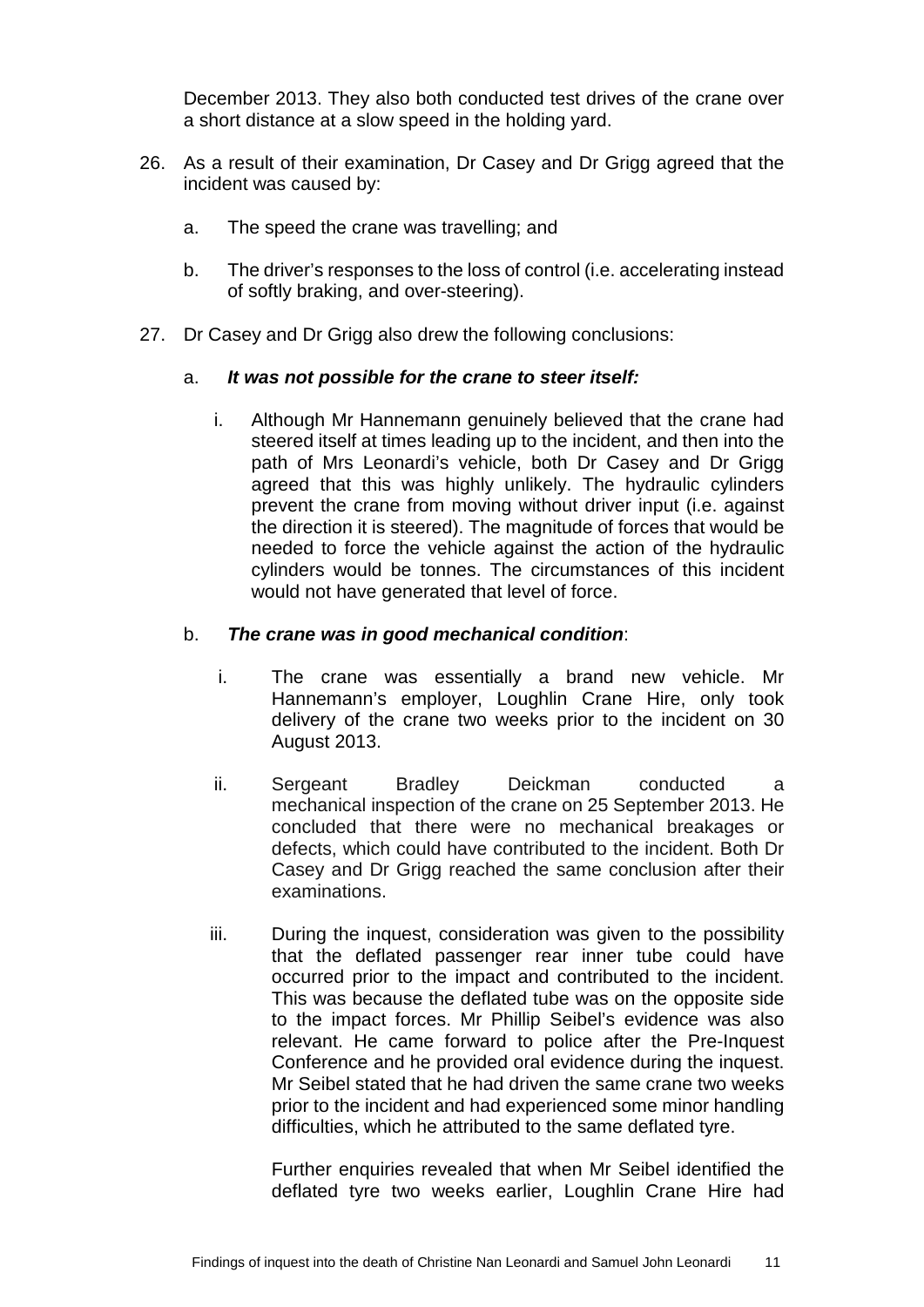December 2013. They also both conducted test drives of the crane over a short distance at a slow speed in the holding yard.

26. As a result of their examination, Dr Casey and Dr Grigg agreed that the incident was caused by:

    a. The speed the crane was travelling; and

    b. The driver's responses to the loss of control (i.e. accelerating instead of softly braking, and over-steering).

27. Dr Casey and Dr Grigg also drew the following conclusions:

    a. ***It was not possible for the crane to steer itself:***

        i. Although Mr Hannemann genuinely believed that the crane had steered itself at times leading up to the incident, and then into the path of Mrs Leonardi's vehicle, both Dr Casey and Dr Grigg agreed that this was highly unlikely. The hydraulic cylinders prevent the crane from moving without driver input (i.e. against the direction it is steered). The magnitude of forces that would be needed to force the vehicle against the action of the hydraulic cylinders would be tonnes. The circumstances of this incident would not have generated that level of force.

    b. ***The crane was in good mechanical condition***:

        i. The crane was essentially a brand new vehicle. Mr Hannemann's employer, Loughlin Crane Hire, only took delivery of the crane two weeks prior to the incident on 30 August 2013.

        ii. Sergeant Bradley Deickman conducted a mechanical inspection of the crane on 25 September 2013. He concluded that there were no mechanical breakages or defects, which could have contributed to the incident. Both Dr Casey and Dr Grigg reached the same conclusion after their examinations.

        iii. During the inquest, consideration was given to the possibility that the deflated passenger rear inner tube could have occurred prior to the impact and contributed to the incident. This was because the deflated tube was on the opposite side to the impact forces. Mr Phillip Seibel's evidence was also relevant. He came forward to police after the Pre-Inquest Conference and he provided oral evidence during the inquest. Mr Seibel stated that he had driven the same crane two weeks prior to the incident and had experienced some minor handling difficulties, which he attributed to the same deflated tyre.

            Further enquiries revealed that when Mr Seibel identified the deflated tyre two weeks earlier, Loughlin Crane Hire had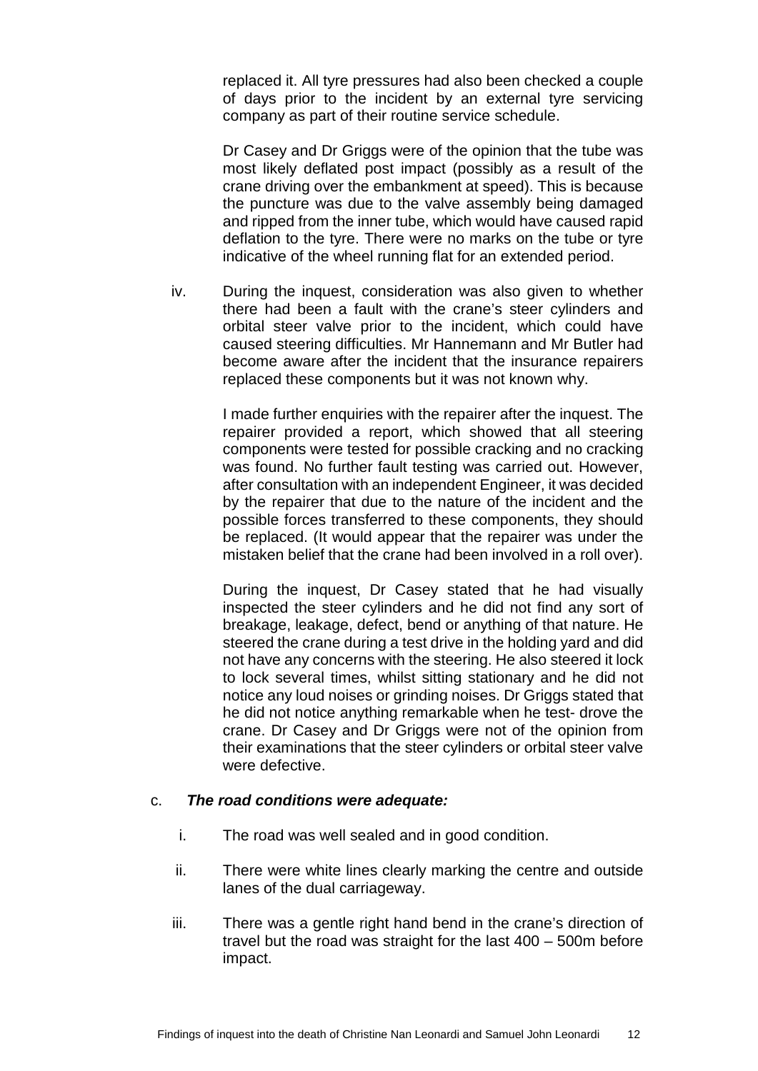replaced it. All tyre pressures had also been checked a couple of days prior to the incident by an external tyre servicing company as part of their routine service schedule.

Dr Casey and Dr Griggs were of the opinion that the tube was most likely deflated post impact (possibly as a result of the crane driving over the embankment at speed). This is because the puncture was due to the valve assembly being damaged and ripped from the inner tube, which would have caused rapid deflation to the tyre. There were no marks on the tube or tyre indicative of the wheel running flat for an extended period.

iv. During the inquest, consideration was also given to whether there had been a fault with the crane's steer cylinders and orbital steer valve prior to the incident, which could have caused steering difficulties. Mr Hannemann and Mr Butler had become aware after the incident that the insurance repairers replaced these components but it was not known why.

I made further enquiries with the repairer after the inquest. The repairer provided a report, which showed that all steering components were tested for possible cracking and no cracking was found. No further fault testing was carried out. However, after consultation with an independent Engineer, it was decided by the repairer that due to the nature of the incident and the possible forces transferred to these components, they should be replaced. (It would appear that the repairer was under the mistaken belief that the crane had been involved in a roll over).

During the inquest, Dr Casey stated that he had visually inspected the steer cylinders and he did not find any sort of breakage, leakage, defect, bend or anything of that nature. He steered the crane during a test drive in the holding yard and did not have any concerns with the steering. He also steered it lock to lock several times, whilst sitting stationary and he did not notice any loud noises or grinding noises. Dr Griggs stated that he did not notice anything remarkable when he test- drove the crane. Dr Casey and Dr Griggs were not of the opinion from their examinations that the steer cylinders or orbital steer valve were defective.

c. ***The road conditions were adequate:***

i. The road was well sealed and in good condition.

ii. There were white lines clearly marking the centre and outside lanes of the dual carriageway.

iii. There was a gentle right hand bend in the crane's direction of travel but the road was straight for the last 400 – 500m before impact.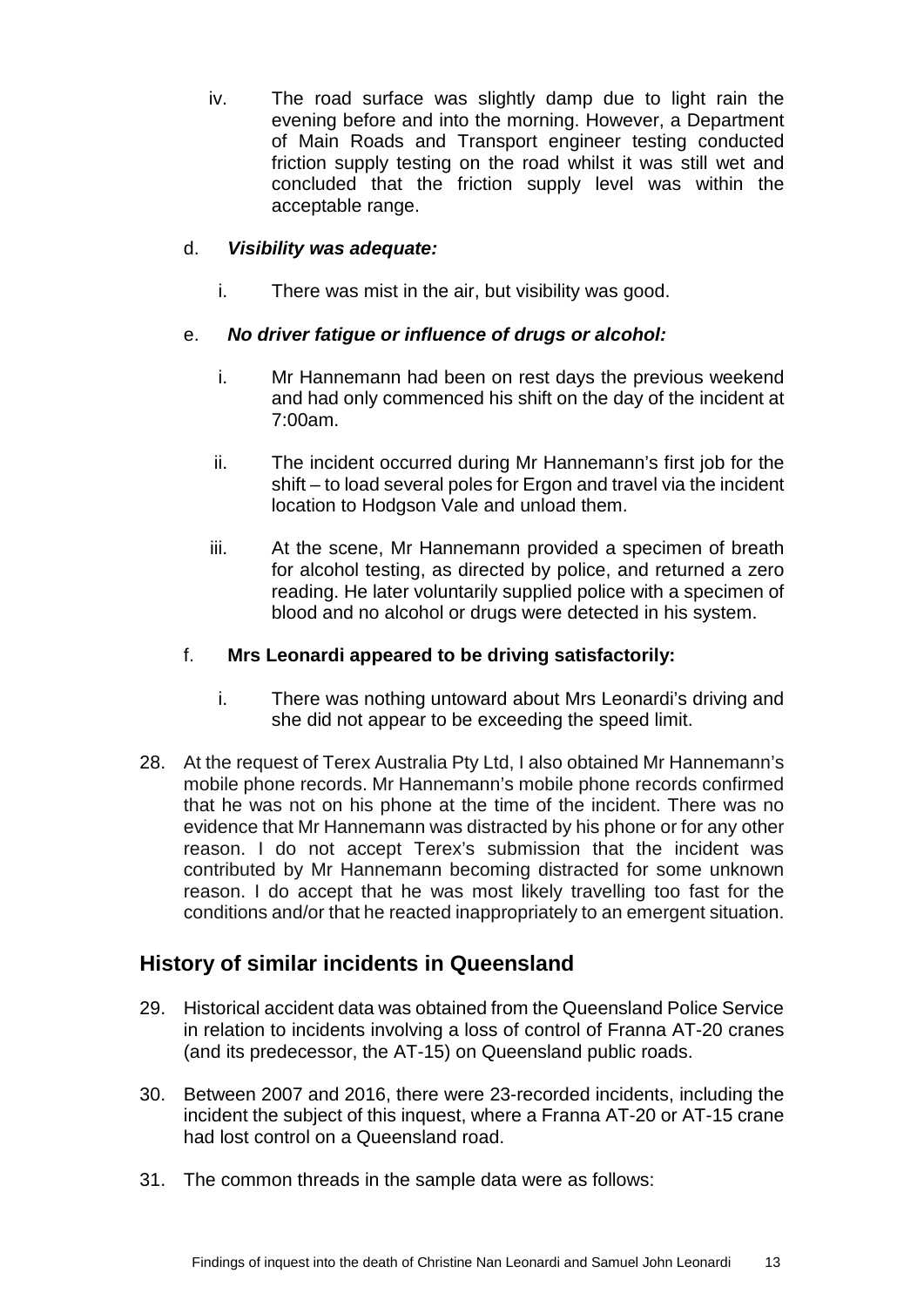iv. The road surface was slightly damp due to light rain the evening before and into the morning. However, a Department of Main Roads and Transport engineer testing conducted friction supply testing on the road whilst it was still wet and concluded that the friction supply level was within the acceptable range.

d. ***Visibility was adequate:***

i. There was mist in the air, but visibility was good.

e. ***No driver fatigue or influence of drugs or alcohol:***

i. Mr Hannemann had been on rest days the previous weekend and had only commenced his shift on the day of the incident at 7:00am.

ii. The incident occurred during Mr Hannemann's first job for the shift – to load several poles for Ergon and travel via the incident location to Hodgson Vale and unload them.

iii. At the scene, Mr Hannemann provided a specimen of breath for alcohol testing, as directed by police, and returned a zero reading. He later voluntarily supplied police with a specimen of blood and no alcohol or drugs were detected in his system.

f. **Mrs Leonardi appeared to be driving satisfactorily:**

i. There was nothing untoward about Mrs Leonardi's driving and she did not appear to be exceeding the speed limit.

28. At the request of Terex Australia Pty Ltd, I also obtained Mr Hannemann's mobile phone records. Mr Hannemann's mobile phone records confirmed that he was not on his phone at the time of the incident. There was no evidence that Mr Hannemann was distracted by his phone or for any other reason. I do not accept Terex's submission that the incident was contributed by Mr Hannemann becoming distracted for some unknown reason. I do accept that he was most likely travelling too fast for the conditions and/or that he reacted inappropriately to an emergent situation.

## History of similar incidents in Queensland

29. Historical accident data was obtained from the Queensland Police Service in relation to incidents involving a loss of control of Franna AT-20 cranes (and its predecessor, the AT-15) on Queensland public roads.

30. Between 2007 and 2016, there were 23-recorded incidents, including the incident the subject of this inquest, where a Franna AT-20 or AT-15 crane had lost control on a Queensland road.

31. The common threads in the sample data were as follows: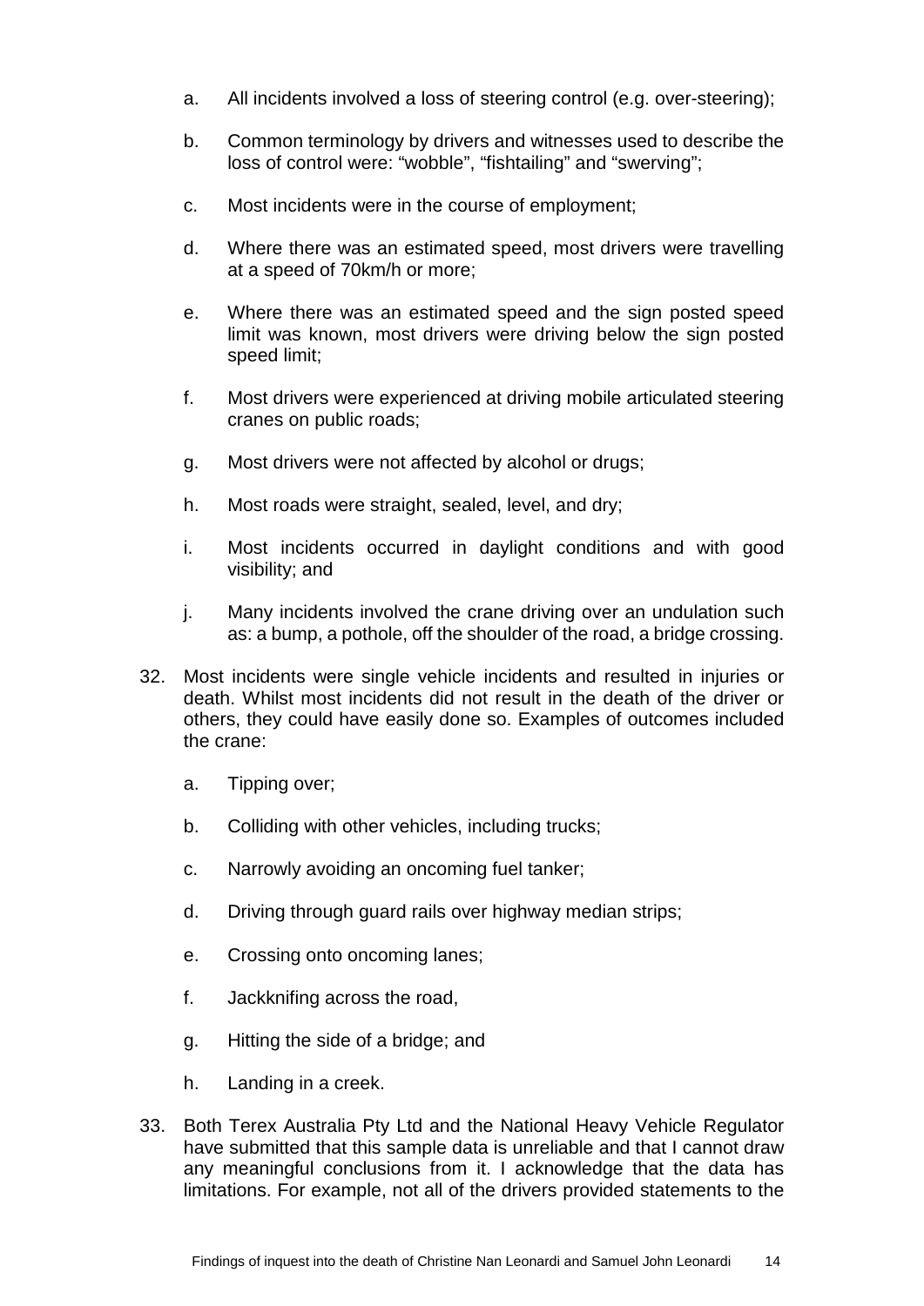a. All incidents involved a loss of steering control (e.g. over-steering);

b. Common terminology by drivers and witnesses used to describe the loss of control were: "wobble", "fishtailing" and "swerving";

c. Most incidents were in the course of employment;

d. Where there was an estimated speed, most drivers were travelling at a speed of 70km/h or more;

e. Where there was an estimated speed and the sign posted speed limit was known, most drivers were driving below the sign posted speed limit;

f. Most drivers were experienced at driving mobile articulated steering cranes on public roads;

g. Most drivers were not affected by alcohol or drugs;

h. Most roads were straight, sealed, level, and dry;

i. Most incidents occurred in daylight conditions and with good visibility; and

j. Many incidents involved the crane driving over an undulation such as: a bump, a pothole, off the shoulder of the road, a bridge crossing.

32. Most incidents were single vehicle incidents and resulted in injuries or death. Whilst most incidents did not result in the death of the driver or others, they could have easily done so. Examples of outcomes included the crane:

    a. Tipping over;

    b. Colliding with other vehicles, including trucks;

    c. Narrowly avoiding an oncoming fuel tanker;

    d. Driving through guard rails over highway median strips;

    e. Crossing onto oncoming lanes;

    f. Jackknifing across the road,

    g. Hitting the side of a bridge; and

    h. Landing in a creek.

33. Both Terex Australia Pty Ltd and the National Heavy Vehicle Regulator have submitted that this sample data is unreliable and that I cannot draw any meaningful conclusions from it. I acknowledge that the data has limitations. For example, not all of the drivers provided statements to the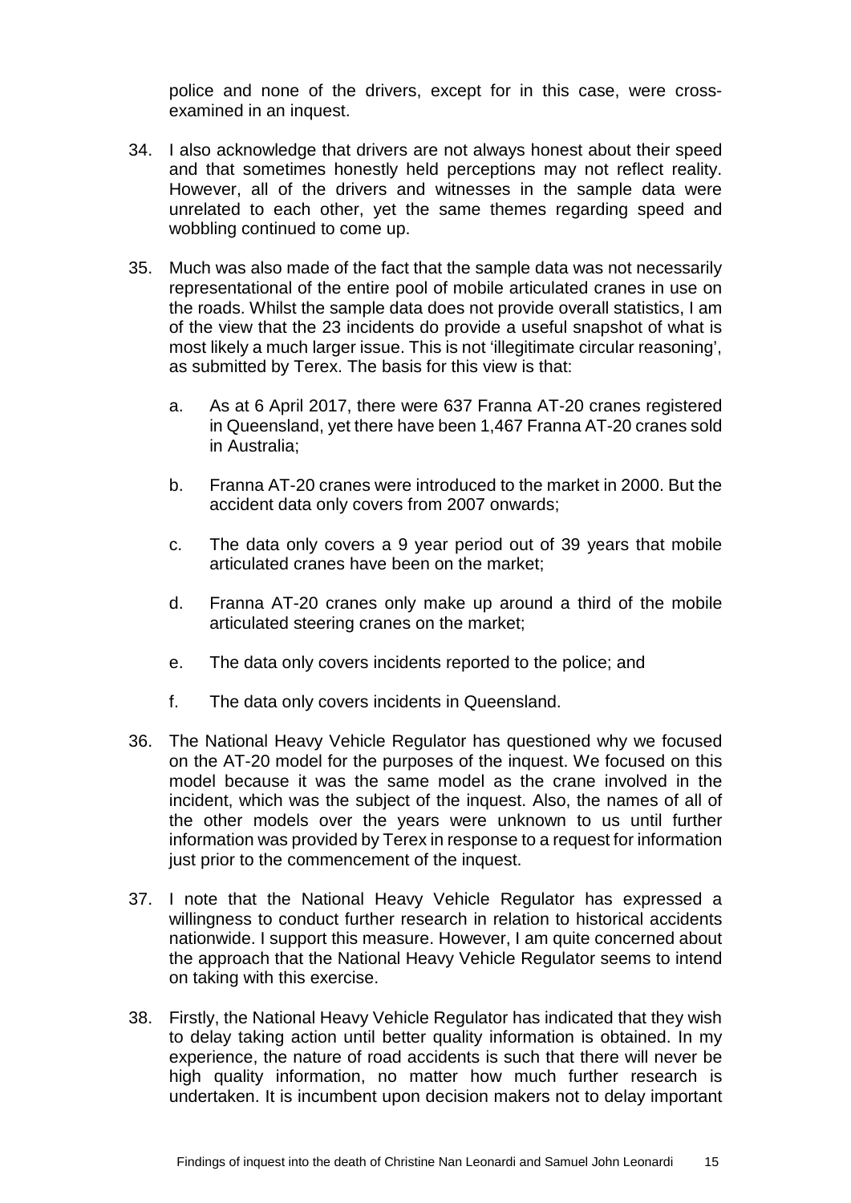police and none of the drivers, except for in this case, were cross-examined in an inquest.

34. I also acknowledge that drivers are not always honest about their speed and that sometimes honestly held perceptions may not reflect reality. However, all of the drivers and witnesses in the sample data were unrelated to each other, yet the same themes regarding speed and wobbling continued to come up.

35. Much was also made of the fact that the sample data was not necessarily representational of the entire pool of mobile articulated cranes in use on the roads. Whilst the sample data does not provide overall statistics, I am of the view that the 23 incidents do provide a useful snapshot of what is most likely a much larger issue. This is not 'illegitimate circular reasoning', as submitted by Terex. The basis for this view is that:

    a. As at 6 April 2017, there were 637 Franna AT-20 cranes registered in Queensland, yet there have been 1,467 Franna AT-20 cranes sold in Australia;

    b. Franna AT-20 cranes were introduced to the market in 2000. But the accident data only covers from 2007 onwards;

    c. The data only covers a 9 year period out of 39 years that mobile articulated cranes have been on the market;

    d. Franna AT-20 cranes only make up around a third of the mobile articulated steering cranes on the market;

    e. The data only covers incidents reported to the police; and

    f. The data only covers incidents in Queensland.

36. The National Heavy Vehicle Regulator has questioned why we focused on the AT-20 model for the purposes of the inquest. We focused on this model because it was the same model as the crane involved in the incident, which was the subject of the inquest. Also, the names of all of the other models over the years were unknown to us until further information was provided by Terex in response to a request for information just prior to the commencement of the inquest.

37. I note that the National Heavy Vehicle Regulator has expressed a willingness to conduct further research in relation to historical accidents nationwide. I support this measure. However, I am quite concerned about the approach that the National Heavy Vehicle Regulator seems to intend on taking with this exercise.

38. Firstly, the National Heavy Vehicle Regulator has indicated that they wish to delay taking action until better quality information is obtained. In my experience, the nature of road accidents is such that there will never be high quality information, no matter how much further research is undertaken. It is incumbent upon decision makers not to delay important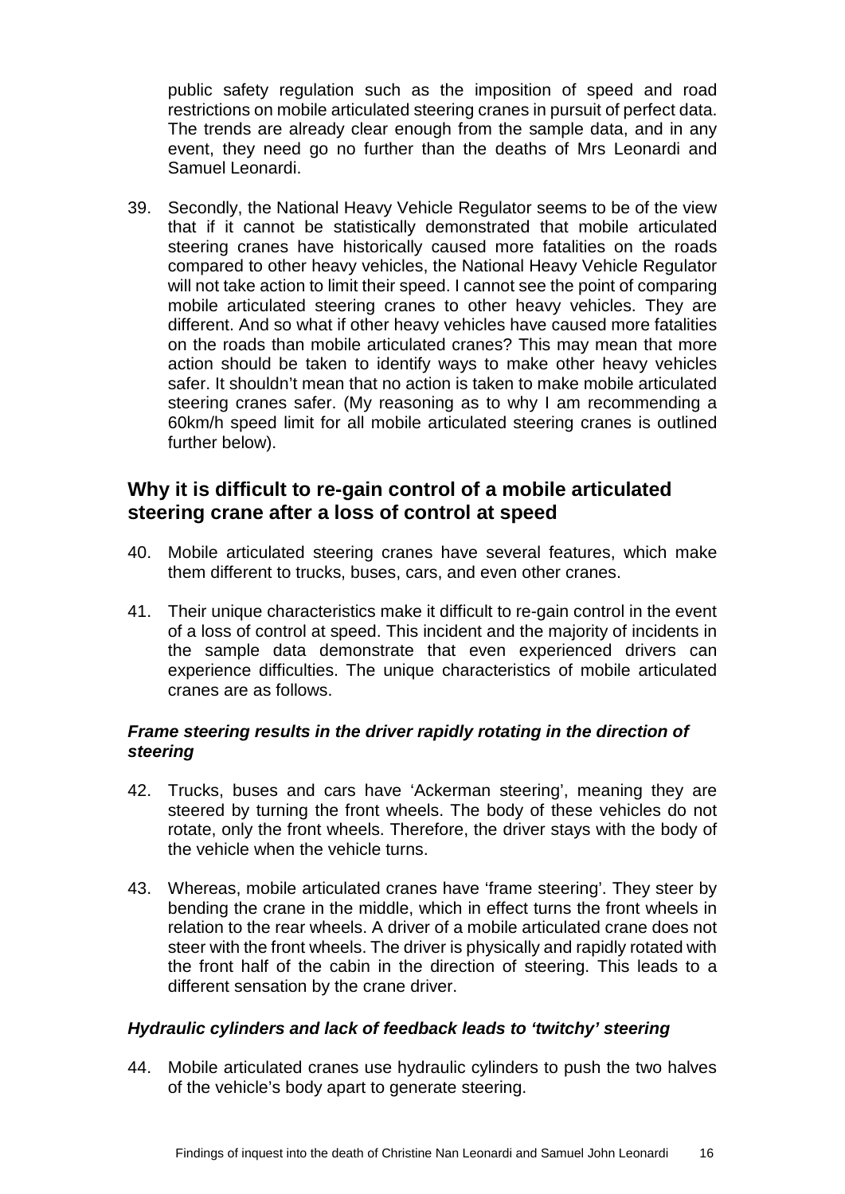public safety regulation such as the imposition of speed and road restrictions on mobile articulated steering cranes in pursuit of perfect data. The trends are already clear enough from the sample data, and in any event, they need go no further than the deaths of Mrs Leonardi and Samuel Leonardi.

39. Secondly, the National Heavy Vehicle Regulator seems to be of the view that if it cannot be statistically demonstrated that mobile articulated steering cranes have historically caused more fatalities on the roads compared to other heavy vehicles, the National Heavy Vehicle Regulator will not take action to limit their speed. I cannot see the point of comparing mobile articulated steering cranes to other heavy vehicles. They are different. And so what if other heavy vehicles have caused more fatalities on the roads than mobile articulated cranes? This may mean that more action should be taken to identify ways to make other heavy vehicles safer. It shouldn't mean that no action is taken to make mobile articulated steering cranes safer. (My reasoning as to why I am recommending a 60km/h speed limit for all mobile articulated steering cranes is outlined further below).

## Why it is difficult to re-gain control of a mobile articulated steering crane after a loss of control at speed

40. Mobile articulated steering cranes have several features, which make them different to trucks, buses, cars, and even other cranes.

41. Their unique characteristics make it difficult to re-gain control in the event of a loss of control at speed. This incident and the majority of incidents in the sample data demonstrate that even experienced drivers can experience difficulties. The unique characteristics of mobile articulated cranes are as follows.

### *Frame steering results in the driver rapidly rotating in the direction of steering*

42. Trucks, buses and cars have 'Ackerman steering', meaning they are steered by turning the front wheels. The body of these vehicles do not rotate, only the front wheels. Therefore, the driver stays with the body of the vehicle when the vehicle turns.

43. Whereas, mobile articulated cranes have 'frame steering'. They steer by bending the crane in the middle, which in effect turns the front wheels in relation to the rear wheels. A driver of a mobile articulated crane does not steer with the front wheels. The driver is physically and rapidly rotated with the front half of the cabin in the direction of steering. This leads to a different sensation by the crane driver.

### *Hydraulic cylinders and lack of feedback leads to 'twitchy' steering*

44. Mobile articulated cranes use hydraulic cylinders to push the two halves of the vehicle's body apart to generate steering.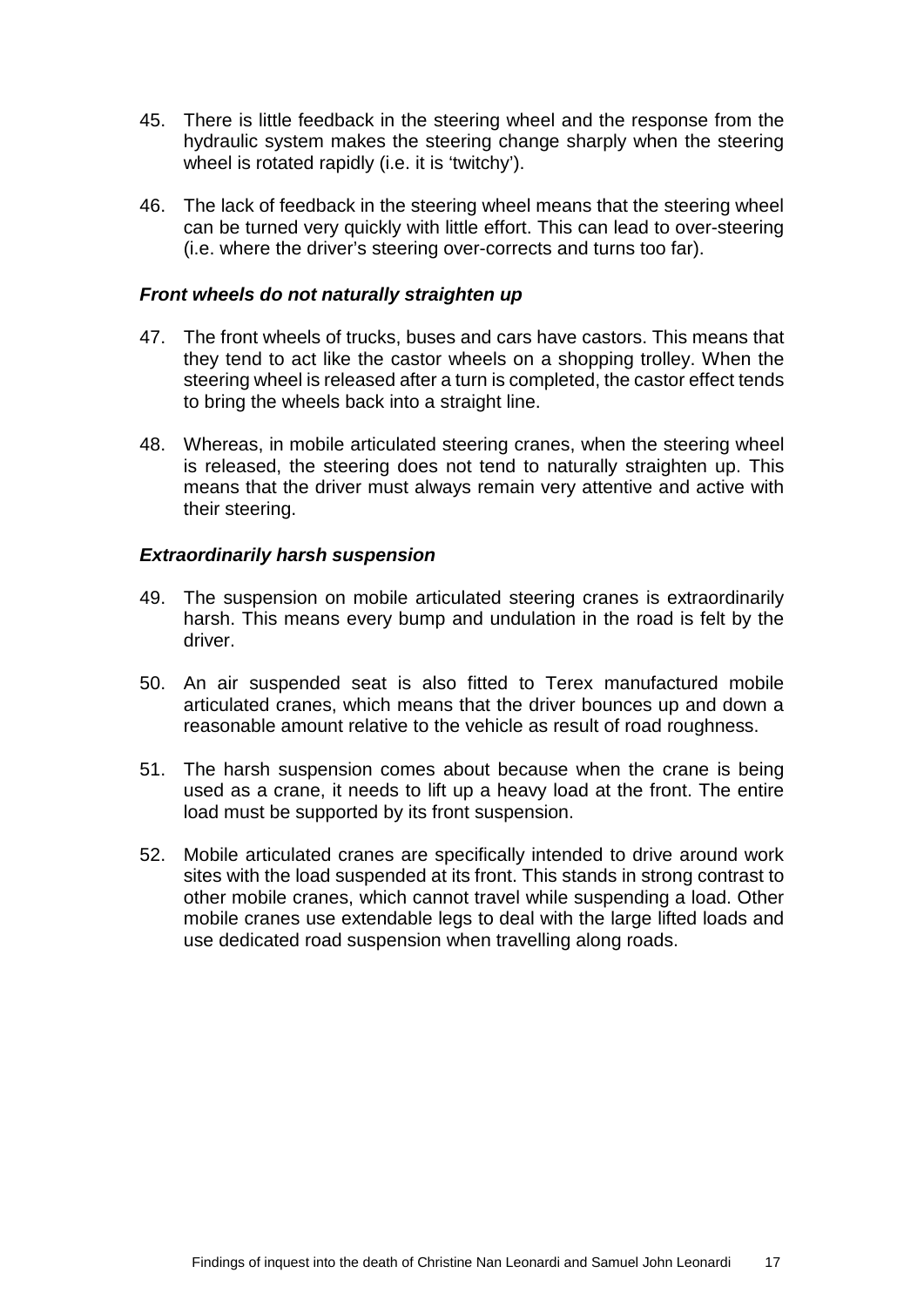45. There is little feedback in the steering wheel and the response from the hydraulic system makes the steering change sharply when the steering wheel is rotated rapidly (i.e. it is 'twitchy').

46. The lack of feedback in the steering wheel means that the steering wheel can be turned very quickly with little effort. This can lead to over-steering (i.e. where the driver's steering over-corrects and turns too far).

### *Front wheels do not naturally straighten up*

47. The front wheels of trucks, buses and cars have castors. This means that they tend to act like the castor wheels on a shopping trolley. When the steering wheel is released after a turn is completed, the castor effect tends to bring the wheels back into a straight line.

48. Whereas, in mobile articulated steering cranes, when the steering wheel is released, the steering does not tend to naturally straighten up. This means that the driver must always remain very attentive and active with their steering.

### *Extraordinarily harsh suspension*

49. The suspension on mobile articulated steering cranes is extraordinarily harsh. This means every bump and undulation in the road is felt by the driver.

50. An air suspended seat is also fitted to Terex manufactured mobile articulated cranes, which means that the driver bounces up and down a reasonable amount relative to the vehicle as result of road roughness.

51. The harsh suspension comes about because when the crane is being used as a crane, it needs to lift up a heavy load at the front. The entire load must be supported by its front suspension.

52. Mobile articulated cranes are specifically intended to drive around work sites with the load suspended at its front. This stands in strong contrast to other mobile cranes, which cannot travel while suspending a load. Other mobile cranes use extendable legs to deal with the large lifted loads and use dedicated road suspension when travelling along roads.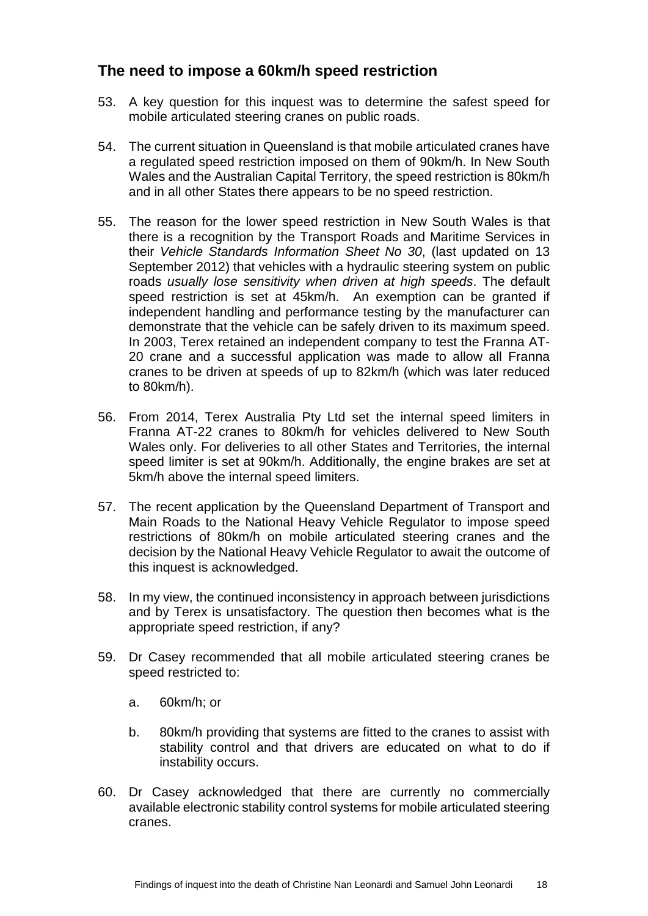## The need to impose a 60km/h speed restriction

53. A key question for this inquest was to determine the safest speed for mobile articulated steering cranes on public roads.

54. The current situation in Queensland is that mobile articulated cranes have a regulated speed restriction imposed on them of 90km/h. In New South Wales and the Australian Capital Territory, the speed restriction is 80km/h and in all other States there appears to be no speed restriction.

55. The reason for the lower speed restriction in New South Wales is that there is a recognition by the Transport Roads and Maritime Services in their *Vehicle Standards Information Sheet No 30*, (last updated on 13 September 2012) that vehicles with a hydraulic steering system on public roads *usually lose sensitivity when driven at high speeds*. The default speed restriction is set at 45km/h. An exemption can be granted if independent handling and performance testing by the manufacturer can demonstrate that the vehicle can be safely driven to its maximum speed. In 2003, Terex retained an independent company to test the Franna AT-20 crane and a successful application was made to allow all Franna cranes to be driven at speeds of up to 82km/h (which was later reduced to 80km/h).

56. From 2014, Terex Australia Pty Ltd set the internal speed limiters in Franna AT-22 cranes to 80km/h for vehicles delivered to New South Wales only. For deliveries to all other States and Territories, the internal speed limiter is set at 90km/h. Additionally, the engine brakes are set at 5km/h above the internal speed limiters.

57. The recent application by the Queensland Department of Transport and Main Roads to the National Heavy Vehicle Regulator to impose speed restrictions of 80km/h on mobile articulated steering cranes and the decision by the National Heavy Vehicle Regulator to await the outcome of this inquest is acknowledged.

58. In my view, the continued inconsistency in approach between jurisdictions and by Terex is unsatisfactory. The question then becomes what is the appropriate speed restriction, if any?

59. Dr Casey recommended that all mobile articulated steering cranes be speed restricted to:

    a. 60km/h; or

    b. 80km/h providing that systems are fitted to the cranes to assist with stability control and that drivers are educated on what to do if instability occurs.

60. Dr Casey acknowledged that there are currently no commercially available electronic stability control systems for mobile articulated steering cranes.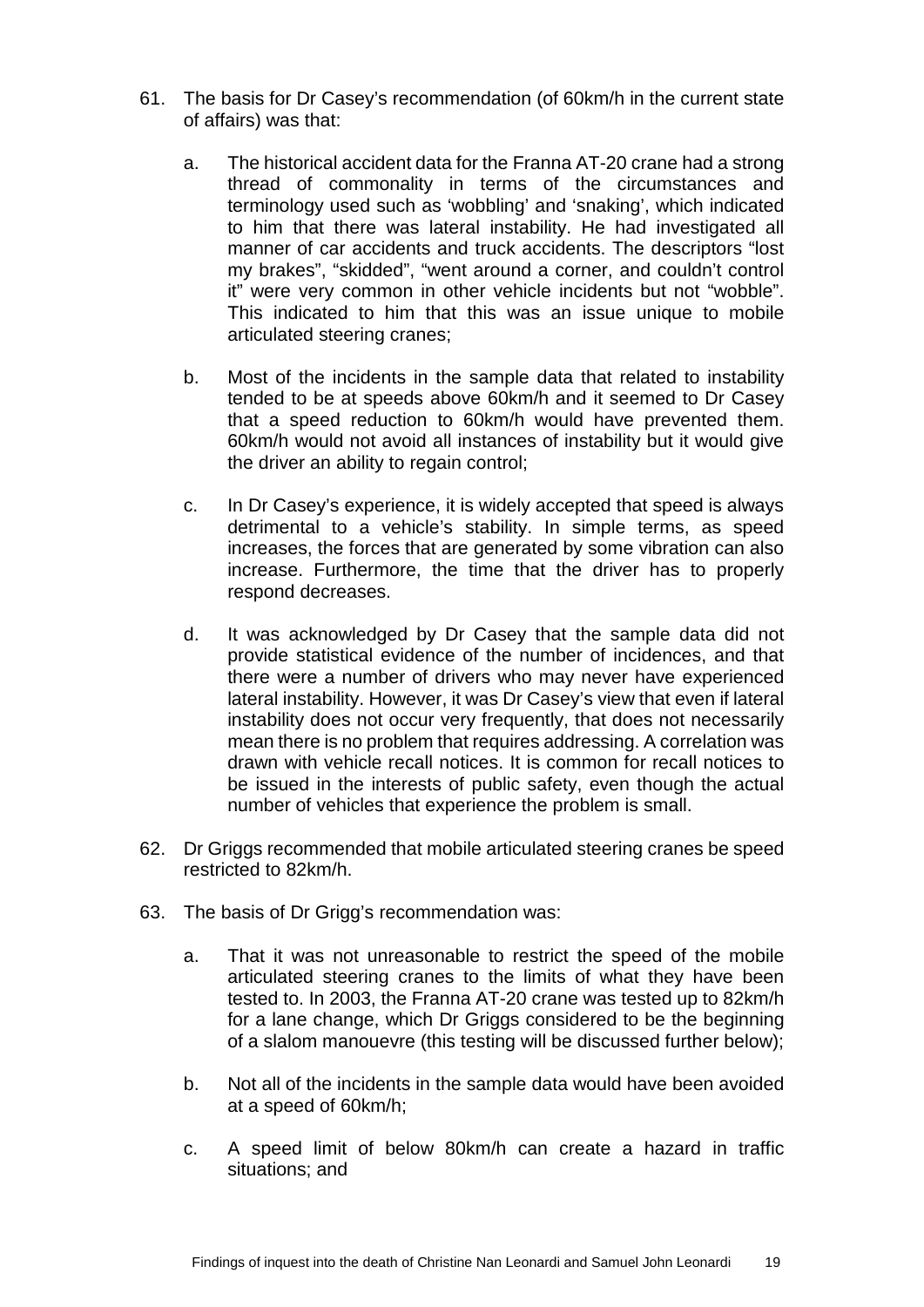61. The basis for Dr Casey's recommendation (of 60km/h in the current state of affairs) was that:

    a. The historical accident data for the Franna AT-20 crane had a strong thread of commonality in terms of the circumstances and terminology used such as 'wobbling' and 'snaking', which indicated to him that there was lateral instability. He had investigated all manner of car accidents and truck accidents. The descriptors "lost my brakes", "skidded", "went around a corner, and couldn't control it" were very common in other vehicle incidents but not "wobble". This indicated to him that this was an issue unique to mobile articulated steering cranes;

    b. Most of the incidents in the sample data that related to instability tended to be at speeds above 60km/h and it seemed to Dr Casey that a speed reduction to 60km/h would have prevented them. 60km/h would not avoid all instances of instability but it would give the driver an ability to regain control;

    c. In Dr Casey's experience, it is widely accepted that speed is always detrimental to a vehicle's stability. In simple terms, as speed increases, the forces that are generated by some vibration can also increase. Furthermore, the time that the driver has to properly respond decreases.

    d. It was acknowledged by Dr Casey that the sample data did not provide statistical evidence of the number of incidences, and that there were a number of drivers who may never have experienced lateral instability. However, it was Dr Casey's view that even if lateral instability does not occur very frequently, that does not necessarily mean there is no problem that requires addressing. A correlation was drawn with vehicle recall notices. It is common for recall notices to be issued in the interests of public safety, even though the actual number of vehicles that experience the problem is small.

62. Dr Griggs recommended that mobile articulated steering cranes be speed restricted to 82km/h.

63. The basis of Dr Grigg's recommendation was:

    a. That it was not unreasonable to restrict the speed of the mobile articulated steering cranes to the limits of what they have been tested to. In 2003, the Franna AT-20 crane was tested up to 82km/h for a lane change, which Dr Griggs considered to be the beginning of a slalom manouevre (this testing will be discussed further below);

    b. Not all of the incidents in the sample data would have been avoided at a speed of 60km/h;

    c. A speed limit of below 80km/h can create a hazard in traffic situations; and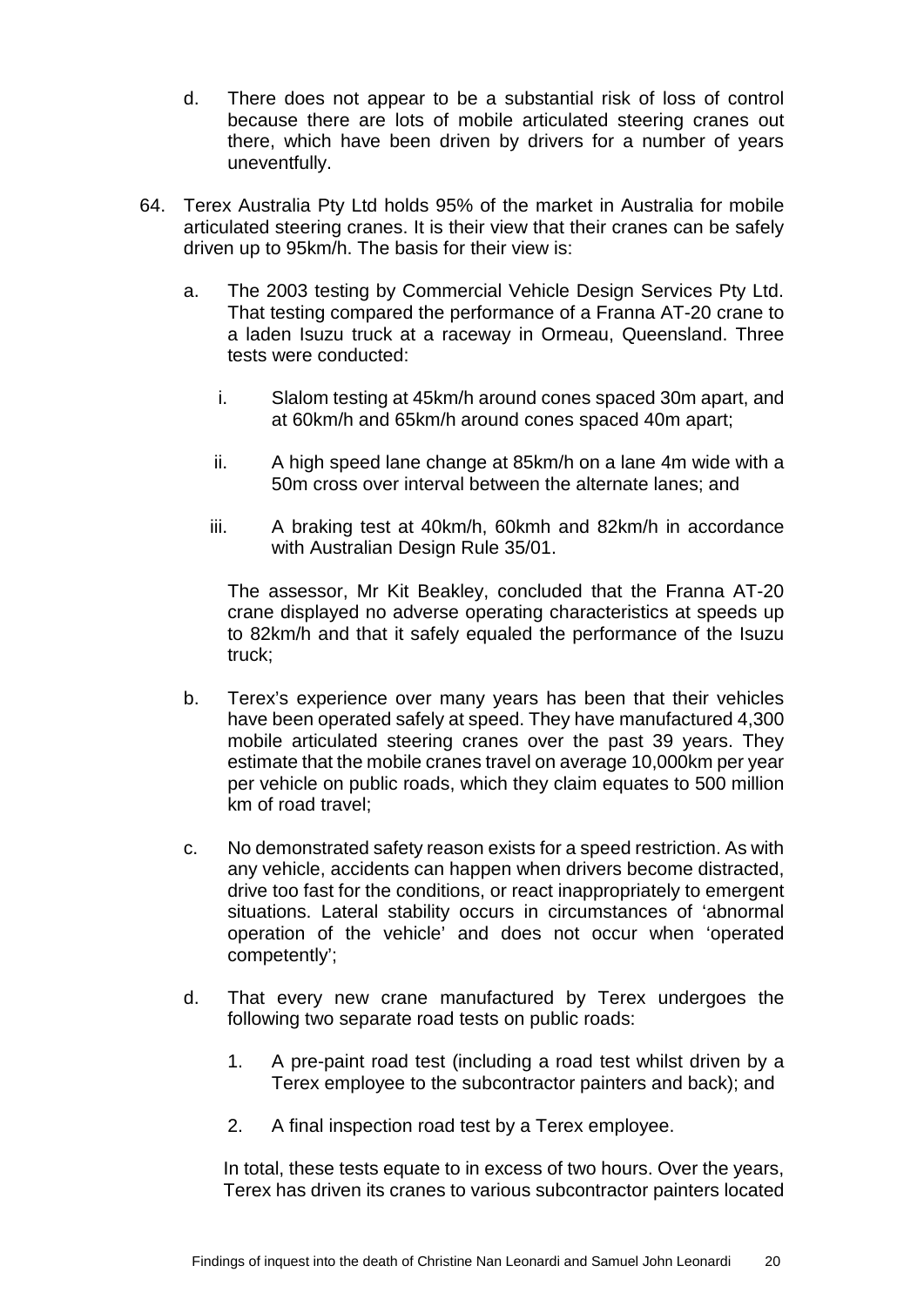d. There does not appear to be a substantial risk of loss of control because there are lots of mobile articulated steering cranes out there, which have been driven by drivers for a number of years uneventfully.

64. Terex Australia Pty Ltd holds 95% of the market in Australia for mobile articulated steering cranes. It is their view that their cranes can be safely driven up to 95km/h. The basis for their view is:

    a. The 2003 testing by Commercial Vehicle Design Services Pty Ltd. That testing compared the performance of a Franna AT-20 crane to a laden Isuzu truck at a raceway in Ormeau, Queensland. Three tests were conducted:

       i. Slalom testing at 45km/h around cones spaced 30m apart, and at 60km/h and 65km/h around cones spaced 40m apart;

       ii. A high speed lane change at 85km/h on a lane 4m wide with a 50m cross over interval between the alternate lanes; and

       iii. A braking test at 40km/h, 60kmh and 82km/h in accordance with Australian Design Rule 35/01.

       The assessor, Mr Kit Beakley, concluded that the Franna AT-20 crane displayed no adverse operating characteristics at speeds up to 82km/h and that it safely equaled the performance of the Isuzu truck;

    b. Terex's experience over many years has been that their vehicles have been operated safely at speed. They have manufactured 4,300 mobile articulated steering cranes over the past 39 years. They estimate that the mobile cranes travel on average 10,000km per year per vehicle on public roads, which they claim equates to 500 million km of road travel;

    c. No demonstrated safety reason exists for a speed restriction. As with any vehicle, accidents can happen when drivers become distracted, drive too fast for the conditions, or react inappropriately to emergent situations. Lateral stability occurs in circumstances of 'abnormal operation of the vehicle' and does not occur when 'operated competently';

    d. That every new crane manufactured by Terex undergoes the following two separate road tests on public roads:

       1. A pre-paint road test (including a road test whilst driven by a Terex employee to the subcontractor painters and back); and

       2. A final inspection road test by a Terex employee.

       In total, these tests equate to in excess of two hours. Over the years, Terex has driven its cranes to various subcontractor painters located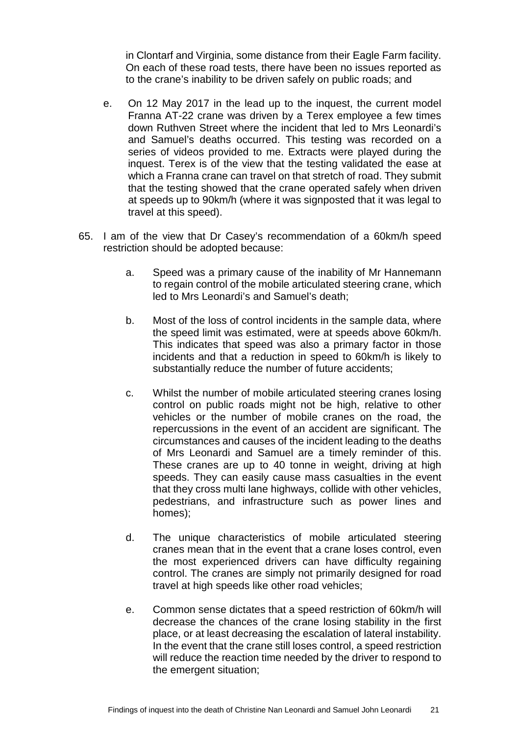in Clontarf and Virginia, some distance from their Eagle Farm facility. On each of these road tests, there have been no issues reported as to the crane's inability to be driven safely on public roads; and

e. On 12 May 2017 in the lead up to the inquest, the current model Franna AT-22 crane was driven by a Terex employee a few times down Ruthven Street where the incident that led to Mrs Leonardi's and Samuel's deaths occurred. This testing was recorded on a series of videos provided to me. Extracts were played during the inquest. Terex is of the view that the testing validated the ease at which a Franna crane can travel on that stretch of road. They submit that the testing showed that the crane operated safely when driven at speeds up to 90km/h (where it was signposted that it was legal to travel at this speed).

65. I am of the view that Dr Casey's recommendation of a 60km/h speed restriction should be adopted because:

    a. Speed was a primary cause of the inability of Mr Hannemann to regain control of the mobile articulated steering crane, which led to Mrs Leonardi's and Samuel's death;

    b. Most of the loss of control incidents in the sample data, where the speed limit was estimated, were at speeds above 60km/h. This indicates that speed was also a primary factor in those incidents and that a reduction in speed to 60km/h is likely to substantially reduce the number of future accidents;

    c. Whilst the number of mobile articulated steering cranes losing control on public roads might not be high, relative to other vehicles or the number of mobile cranes on the road, the repercussions in the event of an accident are significant. The circumstances and causes of the incident leading to the deaths of Mrs Leonardi and Samuel are a timely reminder of this. These cranes are up to 40 tonne in weight, driving at high speeds. They can easily cause mass casualties in the event that they cross multi lane highways, collide with other vehicles, pedestrians, and infrastructure such as power lines and homes);

    d. The unique characteristics of mobile articulated steering cranes mean that in the event that a crane loses control, even the most experienced drivers can have difficulty regaining control. The cranes are simply not primarily designed for road travel at high speeds like other road vehicles;

    e. Common sense dictates that a speed restriction of 60km/h will decrease the chances of the crane losing stability in the first place, or at least decreasing the escalation of lateral instability. In the event that the crane still loses control, a speed restriction will reduce the reaction time needed by the driver to respond to the emergent situation;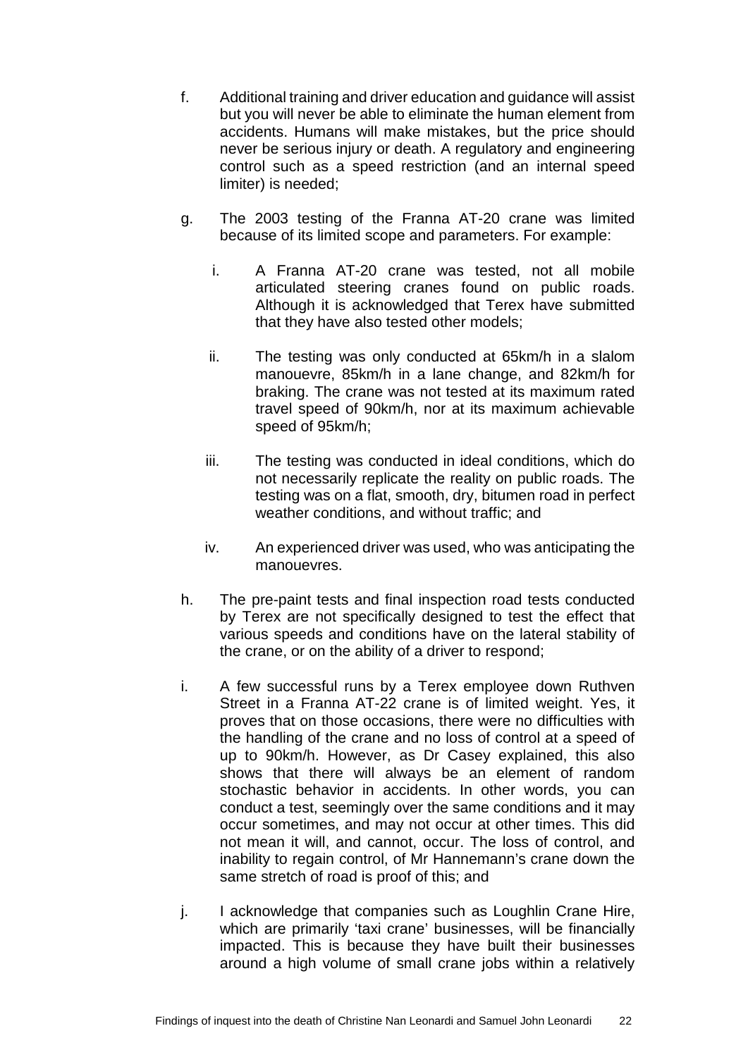f. Additional training and driver education and guidance will assist but you will never be able to eliminate the human element from accidents. Humans will make mistakes, but the price should never be serious injury or death. A regulatory and engineering control such as a speed restriction (and an internal speed limiter) is needed;

g. The 2003 testing of the Franna AT-20 crane was limited because of its limited scope and parameters. For example:

   i. A Franna AT-20 crane was tested, not all mobile articulated steering cranes found on public roads. Although it is acknowledged that Terex have submitted that they have also tested other models;

   ii. The testing was only conducted at 65km/h in a slalom manouevre, 85km/h in a lane change, and 82km/h for braking. The crane was not tested at its maximum rated travel speed of 90km/h, nor at its maximum achievable speed of 95km/h;

   iii. The testing was conducted in ideal conditions, which do not necessarily replicate the reality on public roads. The testing was on a flat, smooth, dry, bitumen road in perfect weather conditions, and without traffic; and

   iv. An experienced driver was used, who was anticipating the manouevres.

h. The pre-paint tests and final inspection road tests conducted by Terex are not specifically designed to test the effect that various speeds and conditions have on the lateral stability of the crane, or on the ability of a driver to respond;

i. A few successful runs by a Terex employee down Ruthven Street in a Franna AT-22 crane is of limited weight. Yes, it proves that on those occasions, there were no difficulties with the handling of the crane and no loss of control at a speed of up to 90km/h. However, as Dr Casey explained, this also shows that there will always be an element of random stochastic behavior in accidents. In other words, you can conduct a test, seemingly over the same conditions and it may occur sometimes, and may not occur at other times. This did not mean it will, and cannot, occur. The loss of control, and inability to regain control, of Mr Hannemann's crane down the same stretch of road is proof of this; and

j. I acknowledge that companies such as Loughlin Crane Hire, which are primarily 'taxi crane' businesses, will be financially impacted. This is because they have built their businesses around a high volume of small crane jobs within a relatively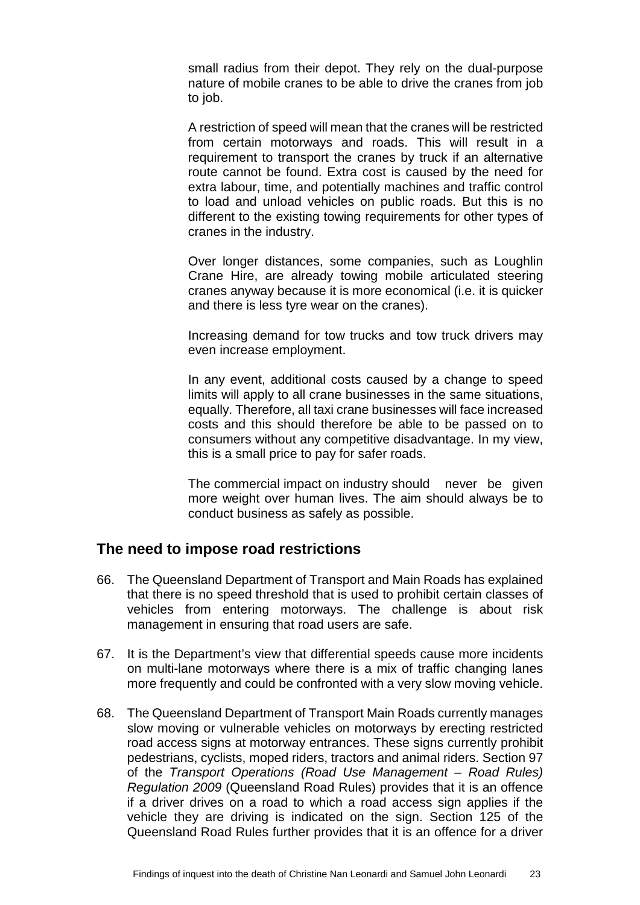small radius from their depot. They rely on the dual-purpose nature of mobile cranes to be able to drive the cranes from job to job.

A restriction of speed will mean that the cranes will be restricted from certain motorways and roads. This will result in a requirement to transport the cranes by truck if an alternative route cannot be found. Extra cost is caused by the need for extra labour, time, and potentially machines and traffic control to load and unload vehicles on public roads. But this is no different to the existing towing requirements for other types of cranes in the industry.

Over longer distances, some companies, such as Loughlin Crane Hire, are already towing mobile articulated steering cranes anyway because it is more economical (i.e. it is quicker and there is less tyre wear on the cranes).

Increasing demand for tow trucks and tow truck drivers may even increase employment.

In any event, additional costs caused by a change to speed limits will apply to all crane businesses in the same situations, equally. Therefore, all taxi crane businesses will face increased costs and this should therefore be able to be passed on to consumers without any competitive disadvantage. In my view, this is a small price to pay for safer roads.

The commercial impact on industry should never be given more weight over human lives. The aim should always be to conduct business as safely as possible.

## The need to impose road restrictions

66. The Queensland Department of Transport and Main Roads has explained that there is no speed threshold that is used to prohibit certain classes of vehicles from entering motorways. The challenge is about risk management in ensuring that road users are safe.

67. It is the Department's view that differential speeds cause more incidents on multi-lane motorways where there is a mix of traffic changing lanes more frequently and could be confronted with a very slow moving vehicle.

68. The Queensland Department of Transport Main Roads currently manages slow moving or vulnerable vehicles on motorways by erecting restricted road access signs at motorway entrances. These signs currently prohibit pedestrians, cyclists, moped riders, tractors and animal riders. Section 97 of the *Transport Operations (Road Use Management – Road Rules) Regulation 2009* (Queensland Road Rules) provides that it is an offence if a driver drives on a road to which a road access sign applies if the vehicle they are driving is indicated on the sign. Section 125 of the Queensland Road Rules further provides that it is an offence for a driver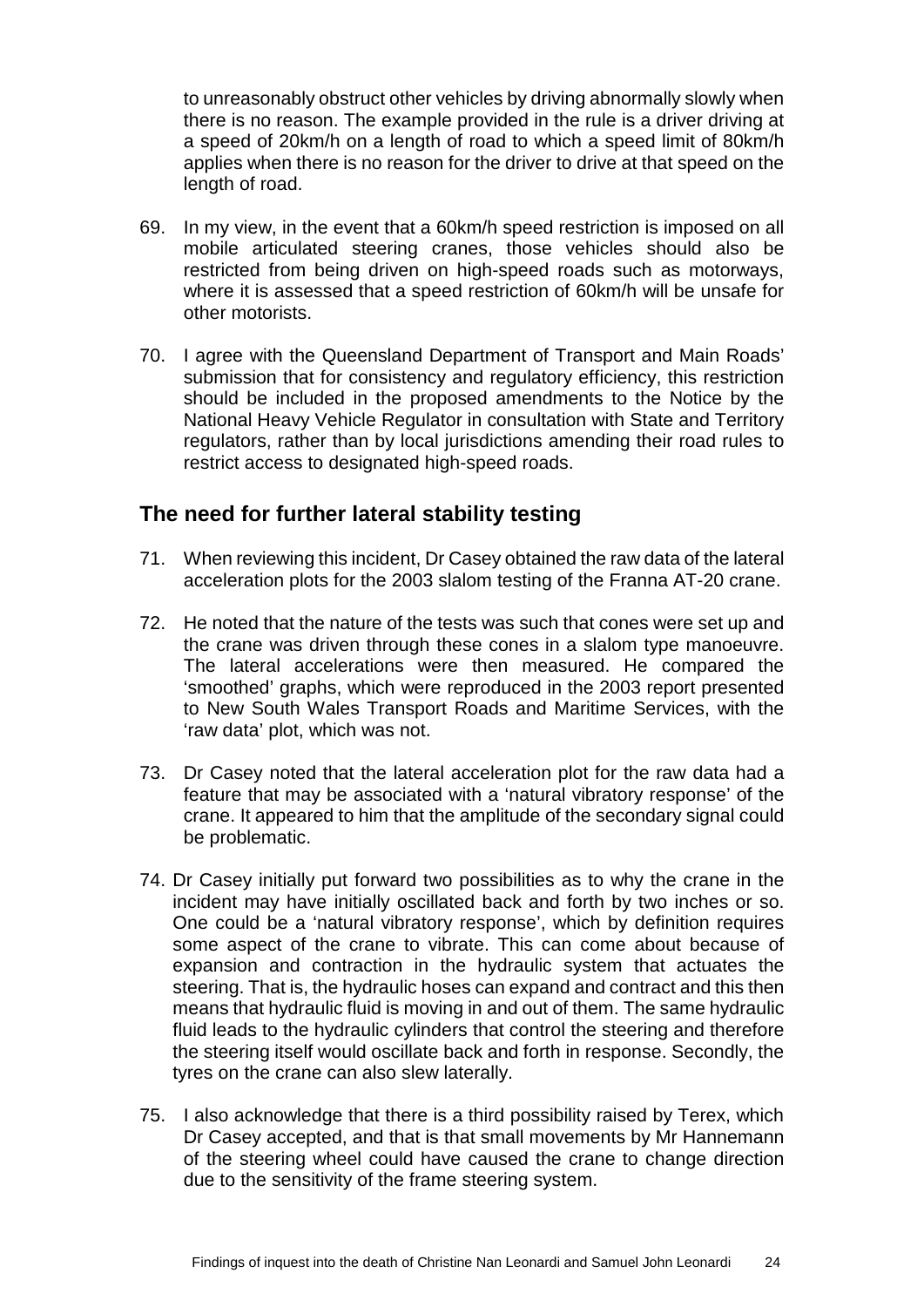to unreasonably obstruct other vehicles by driving abnormally slowly when there is no reason. The example provided in the rule is a driver driving at a speed of 20km/h on a length of road to which a speed limit of 80km/h applies when there is no reason for the driver to drive at that speed on the length of road.

69. In my view, in the event that a 60km/h speed restriction is imposed on all mobile articulated steering cranes, those vehicles should also be restricted from being driven on high-speed roads such as motorways, where it is assessed that a speed restriction of 60km/h will be unsafe for other motorists.

70. I agree with the Queensland Department of Transport and Main Roads' submission that for consistency and regulatory efficiency, this restriction should be included in the proposed amendments to the Notice by the National Heavy Vehicle Regulator in consultation with State and Territory regulators, rather than by local jurisdictions amending their road rules to restrict access to designated high-speed roads.

## The need for further lateral stability testing

71. When reviewing this incident, Dr Casey obtained the raw data of the lateral acceleration plots for the 2003 slalom testing of the Franna AT-20 crane.

72. He noted that the nature of the tests was such that cones were set up and the crane was driven through these cones in a slalom type manoeuvre. The lateral accelerations were then measured. He compared the 'smoothed' graphs, which were reproduced in the 2003 report presented to New South Wales Transport Roads and Maritime Services, with the 'raw data' plot, which was not.

73. Dr Casey noted that the lateral acceleration plot for the raw data had a feature that may be associated with a 'natural vibratory response' of the crane. It appeared to him that the amplitude of the secondary signal could be problematic.

74. Dr Casey initially put forward two possibilities as to why the crane in the incident may have initially oscillated back and forth by two inches or so. One could be a 'natural vibratory response', which by definition requires some aspect of the crane to vibrate. This can come about because of expansion and contraction in the hydraulic system that actuates the steering. That is, the hydraulic hoses can expand and contract and this then means that hydraulic fluid is moving in and out of them. The same hydraulic fluid leads to the hydraulic cylinders that control the steering and therefore the steering itself would oscillate back and forth in response. Secondly, the tyres on the crane can also slew laterally.

75. I also acknowledge that there is a third possibility raised by Terex, which Dr Casey accepted, and that is that small movements by Mr Hannemann of the steering wheel could have caused the crane to change direction due to the sensitivity of the frame steering system.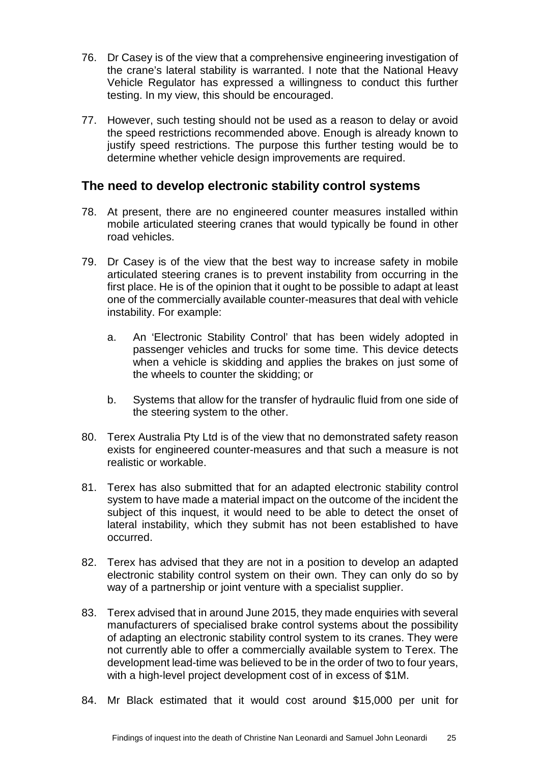76. Dr Casey is of the view that a comprehensive engineering investigation of the crane's lateral stability is warranted. I note that the National Heavy Vehicle Regulator has expressed a willingness to conduct this further testing. In my view, this should be encouraged.

77. However, such testing should not be used as a reason to delay or avoid the speed restrictions recommended above. Enough is already known to justify speed restrictions. The purpose this further testing would be to determine whether vehicle design improvements are required.

## The need to develop electronic stability control systems

78. At present, there are no engineered counter measures installed within mobile articulated steering cranes that would typically be found in other road vehicles.

79. Dr Casey is of the view that the best way to increase safety in mobile articulated steering cranes is to prevent instability from occurring in the first place. He is of the opinion that it ought to be possible to adapt at least one of the commercially available counter-measures that deal with vehicle instability. For example:

    a. An 'Electronic Stability Control' that has been widely adopted in passenger vehicles and trucks for some time. This device detects when a vehicle is skidding and applies the brakes on just some of the wheels to counter the skidding; or

    b. Systems that allow for the transfer of hydraulic fluid from one side of the steering system to the other.

80. Terex Australia Pty Ltd is of the view that no demonstrated safety reason exists for engineered counter-measures and that such a measure is not realistic or workable.

81. Terex has also submitted that for an adapted electronic stability control system to have made a material impact on the outcome of the incident the subject of this inquest, it would need to be able to detect the onset of lateral instability, which they submit has not been established to have occurred.

82. Terex has advised that they are not in a position to develop an adapted electronic stability control system on their own. They can only do so by way of a partnership or joint venture with a specialist supplier.

83. Terex advised that in around June 2015, they made enquiries with several manufacturers of specialised brake control systems about the possibility of adapting an electronic stability control system to its cranes. They were not currently able to offer a commercially available system to Terex. The development lead-time was believed to be in the order of two to four years, with a high-level project development cost of in excess of $1M.

84. Mr Black estimated that it would cost around $15,000 per unit for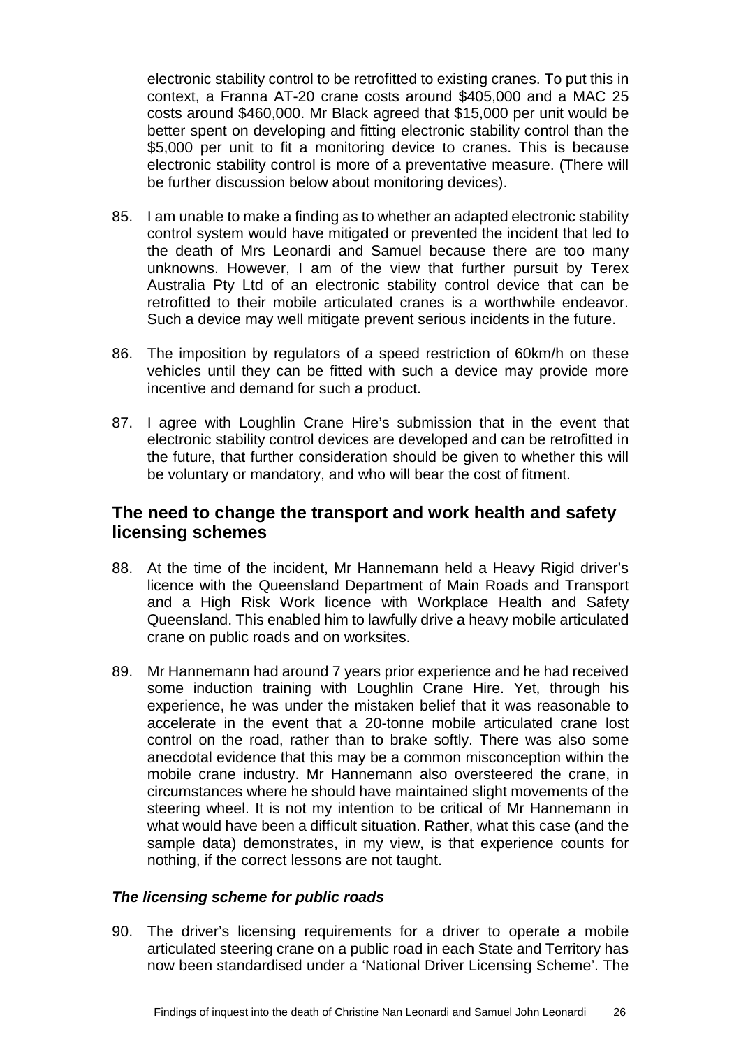electronic stability control to be retrofitted to existing cranes. To put this in context, a Franna AT-20 crane costs around $405,000 and a MAC 25 costs around $460,000. Mr Black agreed that $15,000 per unit would be better spent on developing and fitting electronic stability control than the $5,000 per unit to fit a monitoring device to cranes. This is because electronic stability control is more of a preventative measure. (There will be further discussion below about monitoring devices).

85. I am unable to make a finding as to whether an adapted electronic stability control system would have mitigated or prevented the incident that led to the death of Mrs Leonardi and Samuel because there are too many unknowns. However, I am of the view that further pursuit by Terex Australia Pty Ltd of an electronic stability control device that can be retrofitted to their mobile articulated cranes is a worthwhile endeavor. Such a device may well mitigate prevent serious incidents in the future.

86. The imposition by regulators of a speed restriction of 60km/h on these vehicles until they can be fitted with such a device may provide more incentive and demand for such a product.

87. I agree with Loughlin Crane Hire's submission that in the event that electronic stability control devices are developed and can be retrofitted in the future, that further consideration should be given to whether this will be voluntary or mandatory, and who will bear the cost of fitment.

## The need to change the transport and work health and safety licensing schemes

88. At the time of the incident, Mr Hannemann held a Heavy Rigid driver's licence with the Queensland Department of Main Roads and Transport and a High Risk Work licence with Workplace Health and Safety Queensland. This enabled him to lawfully drive a heavy mobile articulated crane on public roads and on worksites.

89. Mr Hannemann had around 7 years prior experience and he had received some induction training with Loughlin Crane Hire. Yet, through his experience, he was under the mistaken belief that it was reasonable to accelerate in the event that a 20-tonne mobile articulated crane lost control on the road, rather than to brake softly. There was also some anecdotal evidence that this may be a common misconception within the mobile crane industry. Mr Hannemann also oversteered the crane, in circumstances where he should have maintained slight movements of the steering wheel. It is not my intention to be critical of Mr Hannemann in what would have been a difficult situation. Rather, what this case (and the sample data) demonstrates, in my view, is that experience counts for nothing, if the correct lessons are not taught.

### *The licensing scheme for public roads*

90. The driver's licensing requirements for a driver to operate a mobile articulated steering crane on a public road in each State and Territory has now been standardised under a 'National Driver Licensing Scheme'. The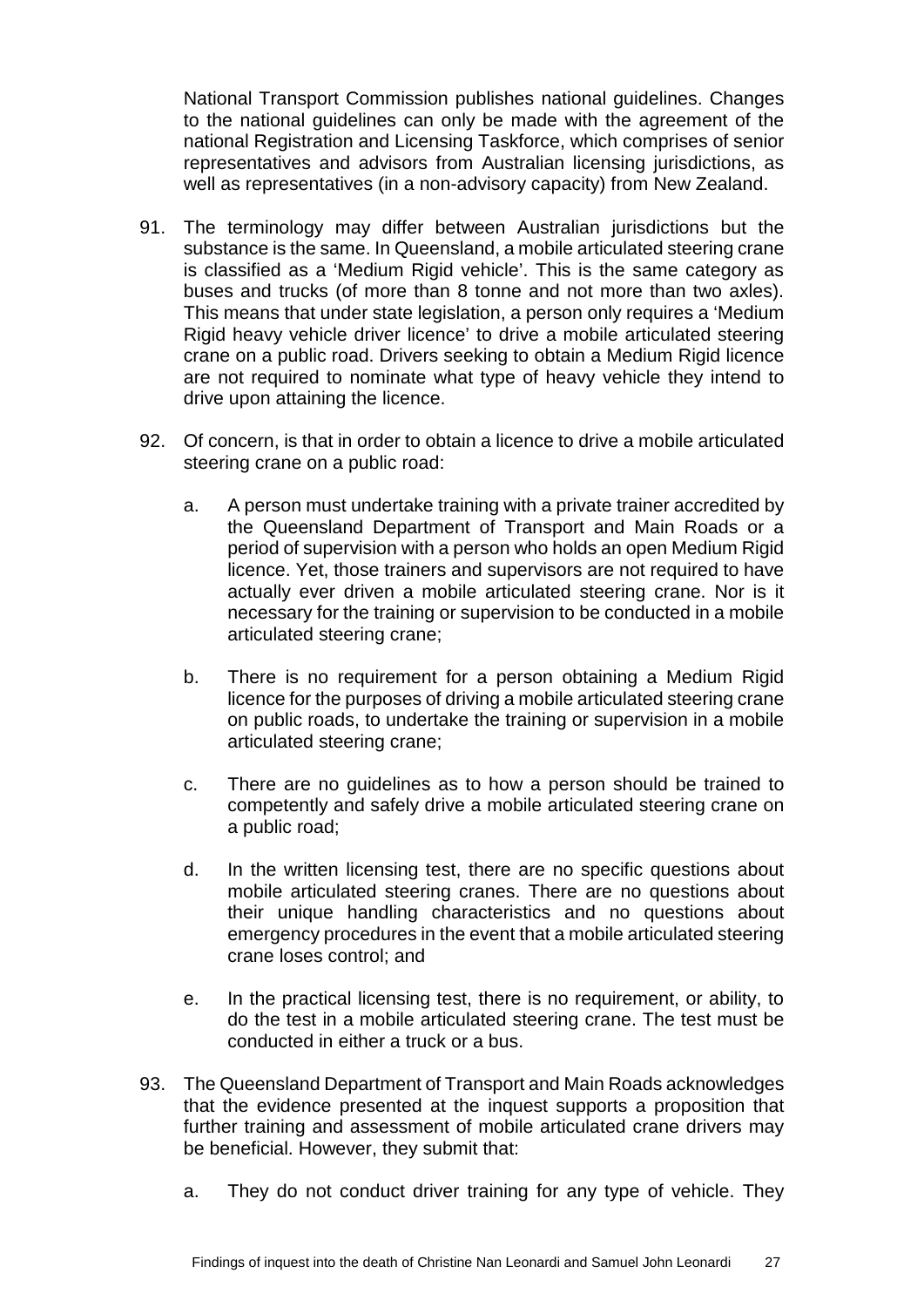National Transport Commission publishes national guidelines. Changes to the national guidelines can only be made with the agreement of the national Registration and Licensing Taskforce, which comprises of senior representatives and advisors from Australian licensing jurisdictions, as well as representatives (in a non-advisory capacity) from New Zealand.

91. The terminology may differ between Australian jurisdictions but the substance is the same. In Queensland, a mobile articulated steering crane is classified as a 'Medium Rigid vehicle'. This is the same category as buses and trucks (of more than 8 tonne and not more than two axles). This means that under state legislation, a person only requires a 'Medium Rigid heavy vehicle driver licence' to drive a mobile articulated steering crane on a public road. Drivers seeking to obtain a Medium Rigid licence are not required to nominate what type of heavy vehicle they intend to drive upon attaining the licence.

92. Of concern, is that in order to obtain a licence to drive a mobile articulated steering crane on a public road:

    a. A person must undertake training with a private trainer accredited by the Queensland Department of Transport and Main Roads or a period of supervision with a person who holds an open Medium Rigid licence. Yet, those trainers and supervisors are not required to have actually ever driven a mobile articulated steering crane. Nor is it necessary for the training or supervision to be conducted in a mobile articulated steering crane;

    b. There is no requirement for a person obtaining a Medium Rigid licence for the purposes of driving a mobile articulated steering crane on public roads, to undertake the training or supervision in a mobile articulated steering crane;

    c. There are no guidelines as to how a person should be trained to competently and safely drive a mobile articulated steering crane on a public road;

    d. In the written licensing test, there are no specific questions about mobile articulated steering cranes. There are no questions about their unique handling characteristics and no questions about emergency procedures in the event that a mobile articulated steering crane loses control; and

    e. In the practical licensing test, there is no requirement, or ability, to do the test in a mobile articulated steering crane. The test must be conducted in either a truck or a bus.

93. The Queensland Department of Transport and Main Roads acknowledges that the evidence presented at the inquest supports a proposition that further training and assessment of mobile articulated crane drivers may be beneficial. However, they submit that:

    a. They do not conduct driver training for any type of vehicle. They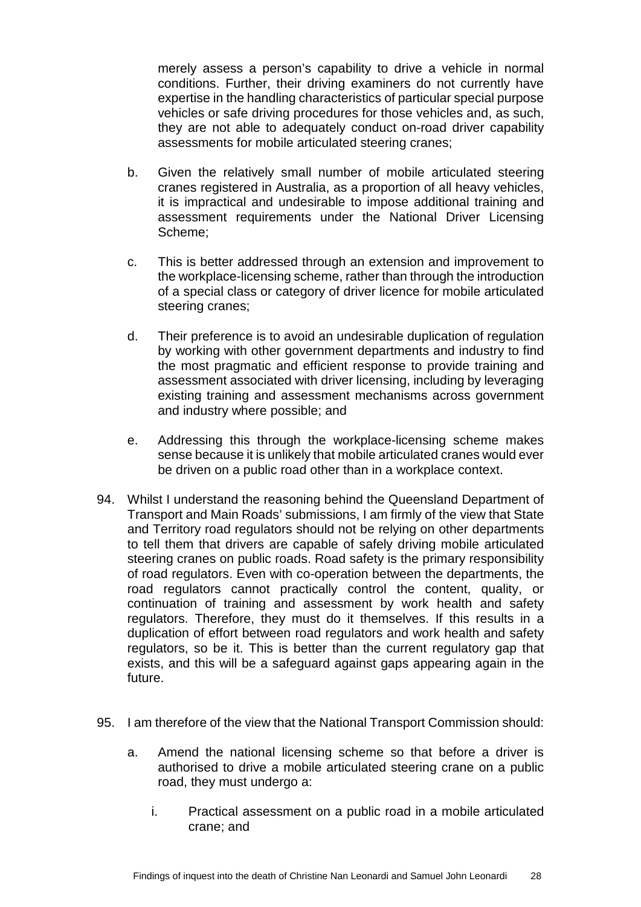merely assess a person's capability to drive a vehicle in normal conditions. Further, their driving examiners do not currently have expertise in the handling characteristics of particular special purpose vehicles or safe driving procedures for those vehicles and, as such, they are not able to adequately conduct on-road driver capability assessments for mobile articulated steering cranes;

b. Given the relatively small number of mobile articulated steering cranes registered in Australia, as a proportion of all heavy vehicles, it is impractical and undesirable to impose additional training and assessment requirements under the National Driver Licensing Scheme;

c. This is better addressed through an extension and improvement to the workplace-licensing scheme, rather than through the introduction of a special class or category of driver licence for mobile articulated steering cranes;

d. Their preference is to avoid an undesirable duplication of regulation by working with other government departments and industry to find the most pragmatic and efficient response to provide training and assessment associated with driver licensing, including by leveraging existing training and assessment mechanisms across government and industry where possible; and

e. Addressing this through the workplace-licensing scheme makes sense because it is unlikely that mobile articulated cranes would ever be driven on a public road other than in a workplace context.

94. Whilst I understand the reasoning behind the Queensland Department of Transport and Main Roads' submissions, I am firmly of the view that State and Territory road regulators should not be relying on other departments to tell them that drivers are capable of safely driving mobile articulated steering cranes on public roads. Road safety is the primary responsibility of road regulators. Even with co-operation between the departments, the road regulators cannot practically control the content, quality, or continuation of training and assessment by work health and safety regulators. Therefore, they must do it themselves. If this results in a duplication of effort between road regulators and work health and safety regulators, so be it. This is better than the current regulatory gap that exists, and this will be a safeguard against gaps appearing again in the future.

95. I am therefore of the view that the National Transport Commission should:

   a. Amend the national licensing scheme so that before a driver is authorised to drive a mobile articulated steering crane on a public road, they must undergo a:

      i. Practical assessment on a public road in a mobile articulated crane; and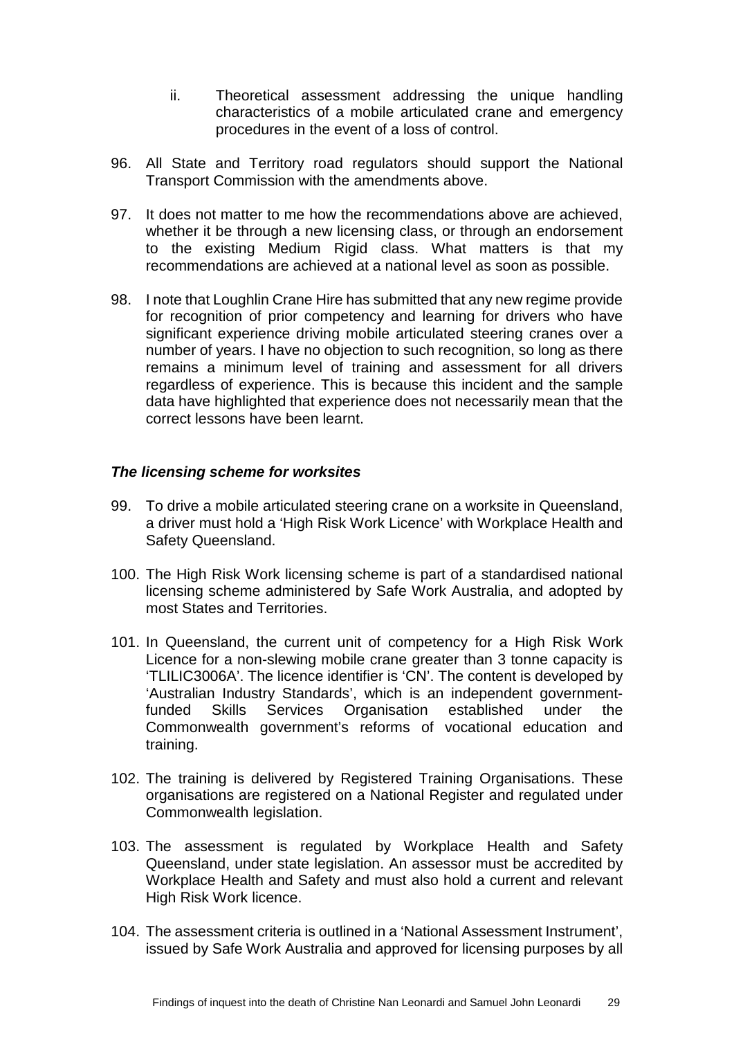ii. Theoretical assessment addressing the unique handling characteristics of a mobile articulated crane and emergency procedures in the event of a loss of control.

96. All State and Territory road regulators should support the National Transport Commission with the amendments above.

97. It does not matter to me how the recommendations above are achieved, whether it be through a new licensing class, or through an endorsement to the existing Medium Rigid class. What matters is that my recommendations are achieved at a national level as soon as possible.

98. I note that Loughlin Crane Hire has submitted that any new regime provide for recognition of prior competency and learning for drivers who have significant experience driving mobile articulated steering cranes over a number of years. I have no objection to such recognition, so long as there remains a minimum level of training and assessment for all drivers regardless of experience. This is because this incident and the sample data have highlighted that experience does not necessarily mean that the correct lessons have been learnt.

***The licensing scheme for worksites***

99. To drive a mobile articulated steering crane on a worksite in Queensland, a driver must hold a 'High Risk Work Licence' with Workplace Health and Safety Queensland.

100. The High Risk Work licensing scheme is part of a standardised national licensing scheme administered by Safe Work Australia, and adopted by most States and Territories.

101. In Queensland, the current unit of competency for a High Risk Work Licence for a non-slewing mobile crane greater than 3 tonne capacity is 'TLILIC3006A'. The licence identifier is 'CN'. The content is developed by 'Australian Industry Standards', which is an independent government-funded Skills Services Organisation established under the Commonwealth government's reforms of vocational education and training.

102. The training is delivered by Registered Training Organisations. These organisations are registered on a National Register and regulated under Commonwealth legislation.

103. The assessment is regulated by Workplace Health and Safety Queensland, under state legislation. An assessor must be accredited by Workplace Health and Safety and must also hold a current and relevant High Risk Work licence.

104. The assessment criteria is outlined in a 'National Assessment Instrument', issued by Safe Work Australia and approved for licensing purposes by all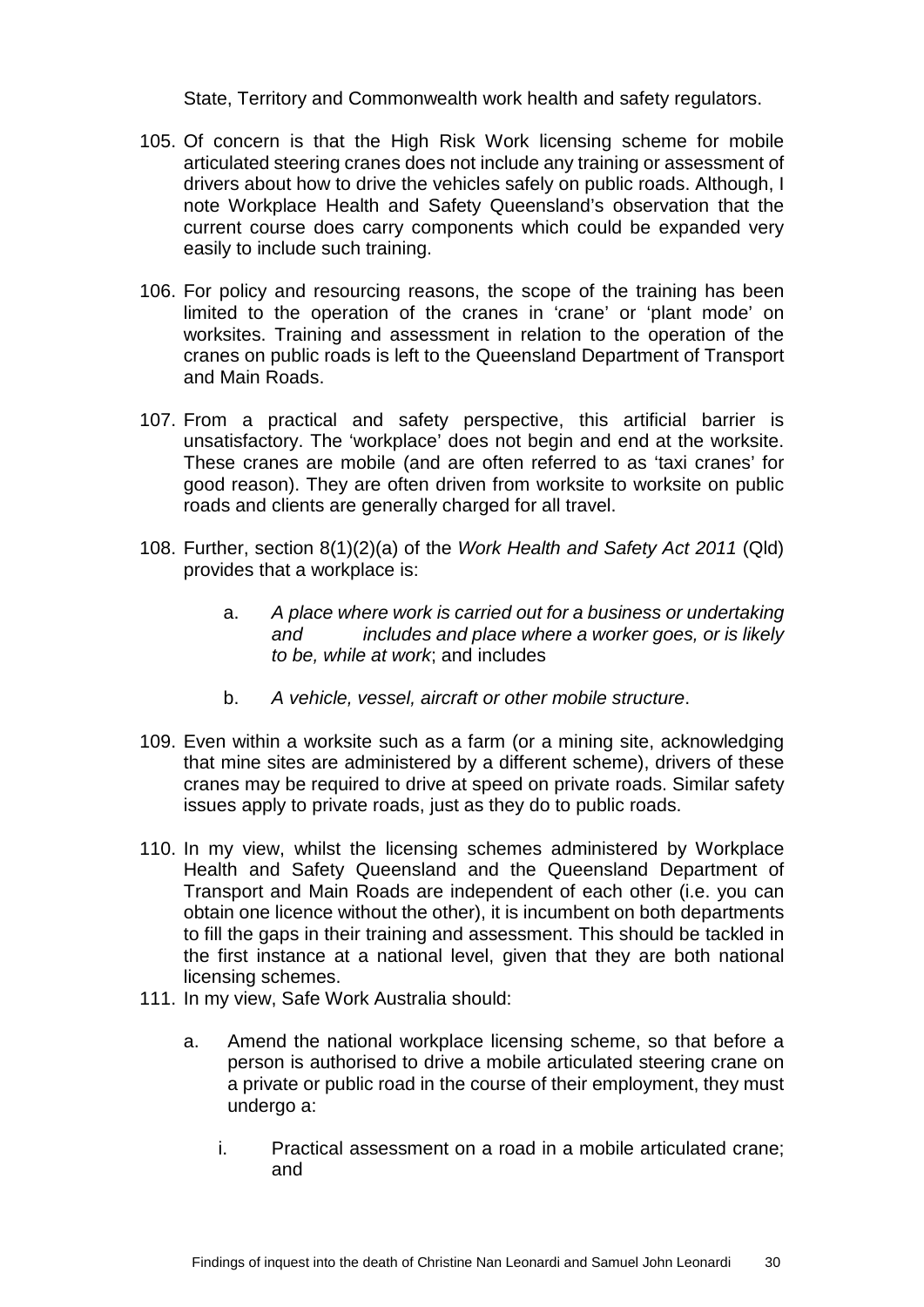State, Territory and Commonwealth work health and safety regulators.

105. Of concern is that the High Risk Work licensing scheme for mobile articulated steering cranes does not include any training or assessment of drivers about how to drive the vehicles safely on public roads. Although, I note Workplace Health and Safety Queensland's observation that the current course does carry components which could be expanded very easily to include such training.

106. For policy and resourcing reasons, the scope of the training has been limited to the operation of the cranes in 'crane' or 'plant mode' on worksites. Training and assessment in relation to the operation of the cranes on public roads is left to the Queensland Department of Transport and Main Roads.

107. From a practical and safety perspective, this artificial barrier is unsatisfactory. The 'workplace' does not begin and end at the worksite. These cranes are mobile (and are often referred to as 'taxi cranes' for good reason). They are often driven from worksite to worksite on public roads and clients are generally charged for all travel.

108. Further, section 8(1)(2)(a) of the *Work Health and Safety Act 2011* (Qld) provides that a workplace is:

    a. *A place where work is carried out for a business or undertaking and includes and place where a worker goes, or is likely to be, while at work*; and includes

    b. *A vehicle, vessel, aircraft or other mobile structure*.

109. Even within a worksite such as a farm (or a mining site, acknowledging that mine sites are administered by a different scheme), drivers of these cranes may be required to drive at speed on private roads. Similar safety issues apply to private roads, just as they do to public roads.

110. In my view, whilst the licensing schemes administered by Workplace Health and Safety Queensland and the Queensland Department of Transport and Main Roads are independent of each other (i.e. you can obtain one licence without the other), it is incumbent on both departments to fill the gaps in their training and assessment. This should be tackled in the first instance at a national level, given that they are both national licensing schemes.

111. In my view, Safe Work Australia should:

    a. Amend the national workplace licensing scheme, so that before a person is authorised to drive a mobile articulated steering crane on a private or public road in the course of their employment, they must undergo a:

        i. Practical assessment on a road in a mobile articulated crane; and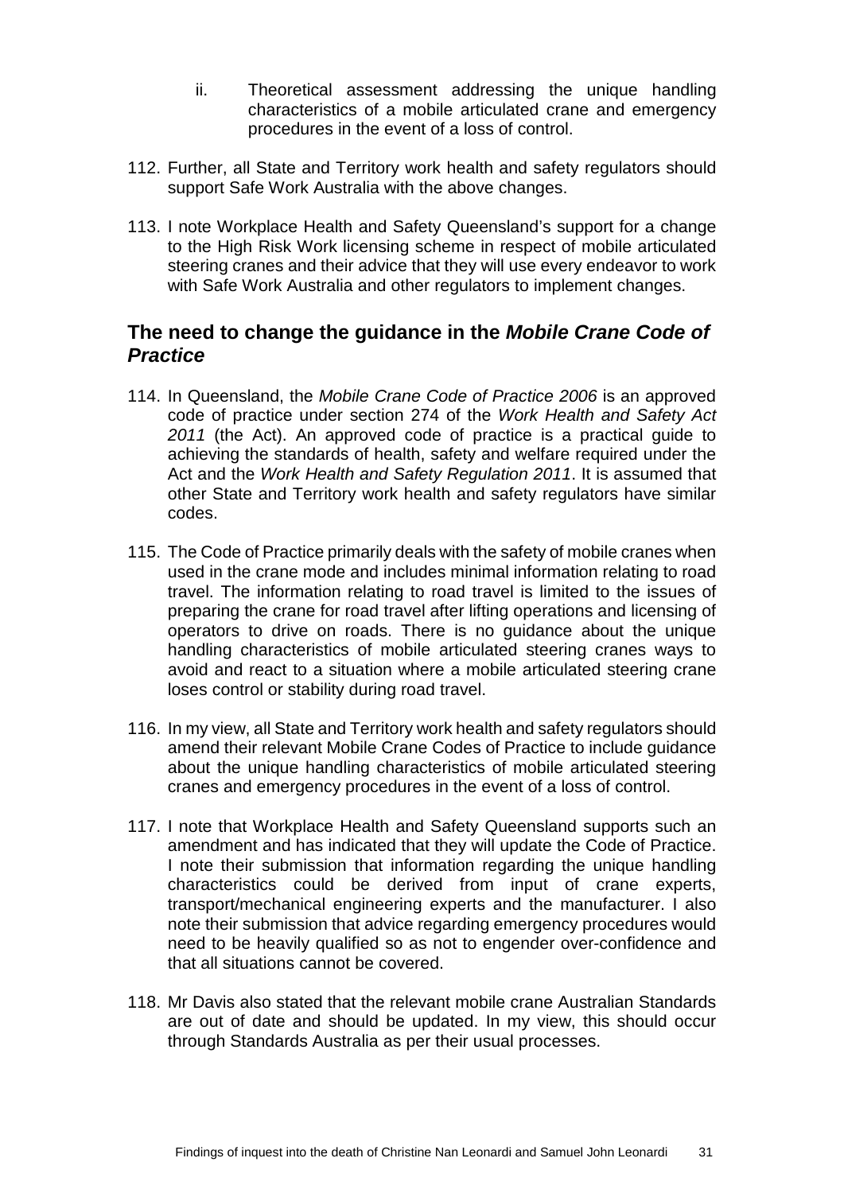ii. Theoretical assessment addressing the unique handling characteristics of a mobile articulated crane and emergency procedures in the event of a loss of control.

112. Further, all State and Territory work health and safety regulators should support Safe Work Australia with the above changes.

113. I note Workplace Health and Safety Queensland's support for a change to the High Risk Work licensing scheme in respect of mobile articulated steering cranes and their advice that they will use every endeavor to work with Safe Work Australia and other regulators to implement changes.

## The need to change the guidance in the *Mobile Crane Code of Practice*

114. In Queensland, the *Mobile Crane Code of Practice 2006* is an approved code of practice under section 274 of the *Work Health and Safety Act 2011* (the Act). An approved code of practice is a practical guide to achieving the standards of health, safety and welfare required under the Act and the *Work Health and Safety Regulation 2011*. It is assumed that other State and Territory work health and safety regulators have similar codes.

115. The Code of Practice primarily deals with the safety of mobile cranes when used in the crane mode and includes minimal information relating to road travel. The information relating to road travel is limited to the issues of preparing the crane for road travel after lifting operations and licensing of operators to drive on roads. There is no guidance about the unique handling characteristics of mobile articulated steering cranes ways to avoid and react to a situation where a mobile articulated steering crane loses control or stability during road travel.

116. In my view, all State and Territory work health and safety regulators should amend their relevant Mobile Crane Codes of Practice to include guidance about the unique handling characteristics of mobile articulated steering cranes and emergency procedures in the event of a loss of control.

117. I note that Workplace Health and Safety Queensland supports such an amendment and has indicated that they will update the Code of Practice. I note their submission that information regarding the unique handling characteristics could be derived from input of crane experts, transport/mechanical engineering experts and the manufacturer. I also note their submission that advice regarding emergency procedures would need to be heavily qualified so as not to engender over-confidence and that all situations cannot be covered.

118. Mr Davis also stated that the relevant mobile crane Australian Standards are out of date and should be updated. In my view, this should occur through Standards Australia as per their usual processes.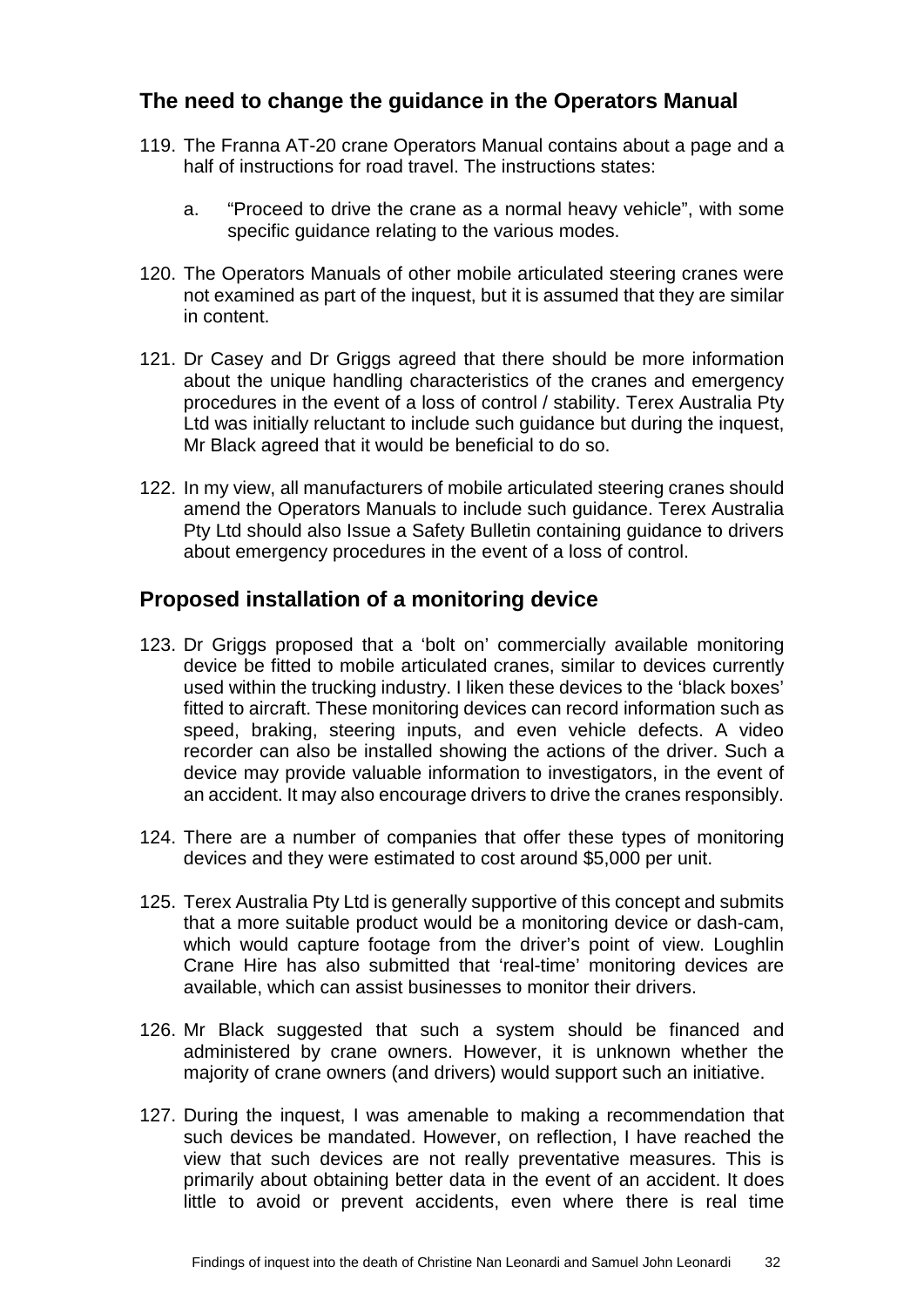## The need to change the guidance in the Operators Manual

119. The Franna AT-20 crane Operators Manual contains about a page and a half of instructions for road travel. The instructions states:

    a. "Proceed to drive the crane as a normal heavy vehicle", with some specific guidance relating to the various modes.

120. The Operators Manuals of other mobile articulated steering cranes were not examined as part of the inquest, but it is assumed that they are similar in content.

121. Dr Casey and Dr Griggs agreed that there should be more information about the unique handling characteristics of the cranes and emergency procedures in the event of a loss of control / stability. Terex Australia Pty Ltd was initially reluctant to include such guidance but during the inquest, Mr Black agreed that it would be beneficial to do so.

122. In my view, all manufacturers of mobile articulated steering cranes should amend the Operators Manuals to include such guidance. Terex Australia Pty Ltd should also Issue a Safety Bulletin containing guidance to drivers about emergency procedures in the event of a loss of control.

## Proposed installation of a monitoring device

123. Dr Griggs proposed that a 'bolt on' commercially available monitoring device be fitted to mobile articulated cranes, similar to devices currently used within the trucking industry. I liken these devices to the 'black boxes' fitted to aircraft. These monitoring devices can record information such as speed, braking, steering inputs, and even vehicle defects. A video recorder can also be installed showing the actions of the driver. Such a device may provide valuable information to investigators, in the event of an accident. It may also encourage drivers to drive the cranes responsibly.

124. There are a number of companies that offer these types of monitoring devices and they were estimated to cost around $5,000 per unit.

125. Terex Australia Pty Ltd is generally supportive of this concept and submits that a more suitable product would be a monitoring device or dash-cam, which would capture footage from the driver's point of view. Loughlin Crane Hire has also submitted that 'real-time' monitoring devices are available, which can assist businesses to monitor their drivers.

126. Mr Black suggested that such a system should be financed and administered by crane owners. However, it is unknown whether the majority of crane owners (and drivers) would support such an initiative.

127. During the inquest, I was amenable to making a recommendation that such devices be mandated. However, on reflection, I have reached the view that such devices are not really preventative measures. This is primarily about obtaining better data in the event of an accident. It does little to avoid or prevent accidents, even where there is real time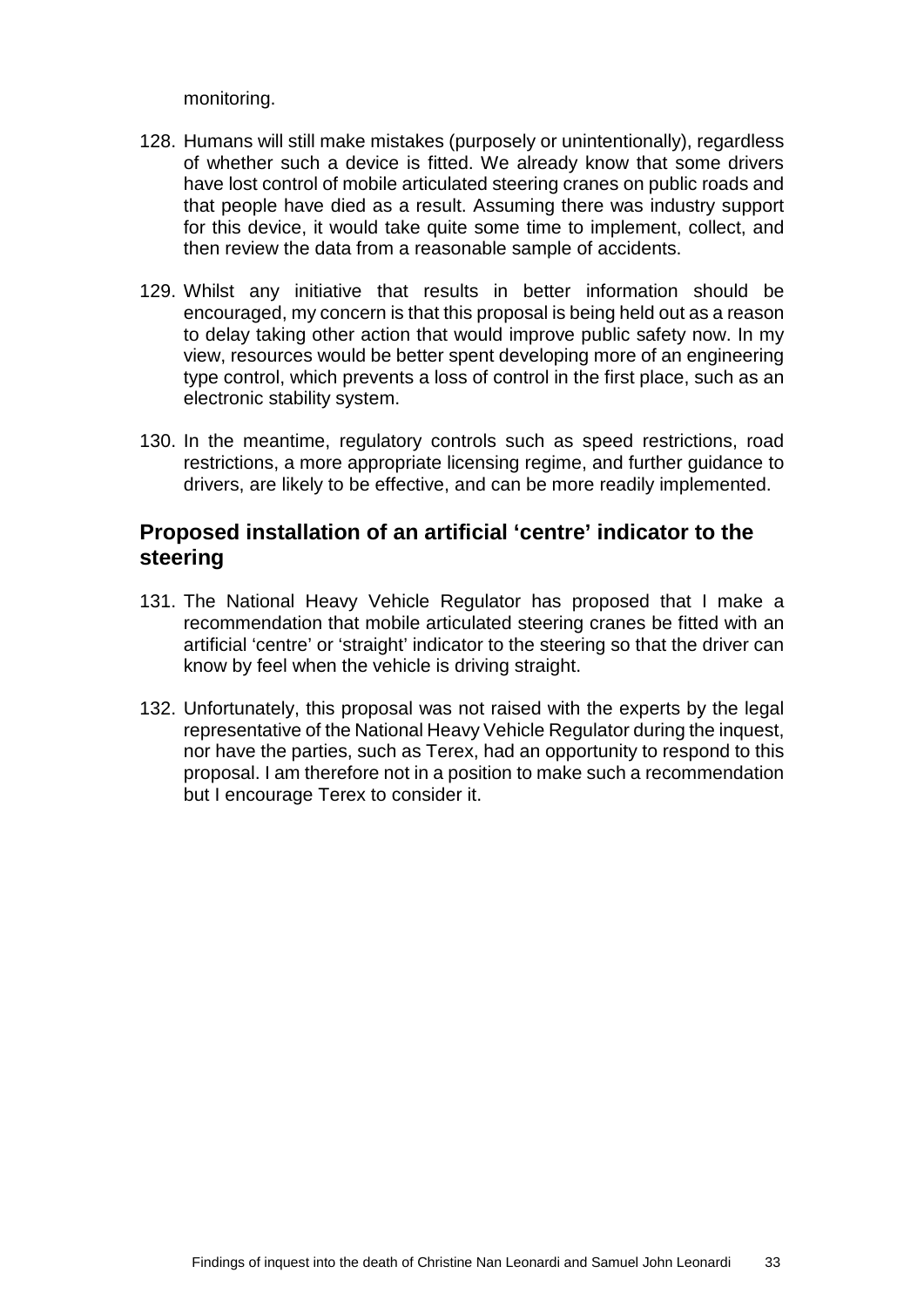monitoring.

128. Humans will still make mistakes (purposely or unintentionally), regardless of whether such a device is fitted. We already know that some drivers have lost control of mobile articulated steering cranes on public roads and that people have died as a result. Assuming there was industry support for this device, it would take quite some time to implement, collect, and then review the data from a reasonable sample of accidents.

129. Whilst any initiative that results in better information should be encouraged, my concern is that this proposal is being held out as a reason to delay taking other action that would improve public safety now. In my view, resources would be better spent developing more of an engineering type control, which prevents a loss of control in the first place, such as an electronic stability system.

130. In the meantime, regulatory controls such as speed restrictions, road restrictions, a more appropriate licensing regime, and further guidance to drivers, are likely to be effective, and can be more readily implemented.

## Proposed installation of an artificial 'centre' indicator to the steering

131. The National Heavy Vehicle Regulator has proposed that I make a recommendation that mobile articulated steering cranes be fitted with an artificial 'centre' or 'straight' indicator to the steering so that the driver can know by feel when the vehicle is driving straight.

132. Unfortunately, this proposal was not raised with the experts by the legal representative of the National Heavy Vehicle Regulator during the inquest, nor have the parties, such as Terex, had an opportunity to respond to this proposal. I am therefore not in a position to make such a recommendation but I encourage Terex to consider it.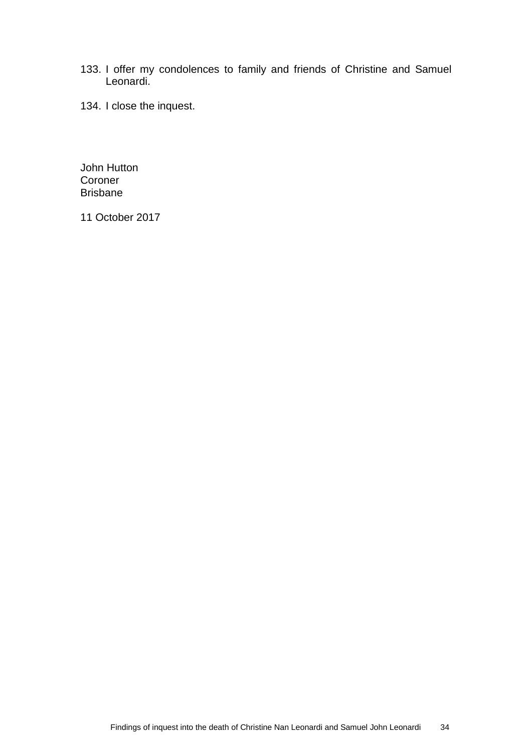133. I offer my condolences to family and friends of Christine and Samuel Leonardi.

134. I close the inquest.

John Hutton
Coroner
Brisbane

11 October 2017